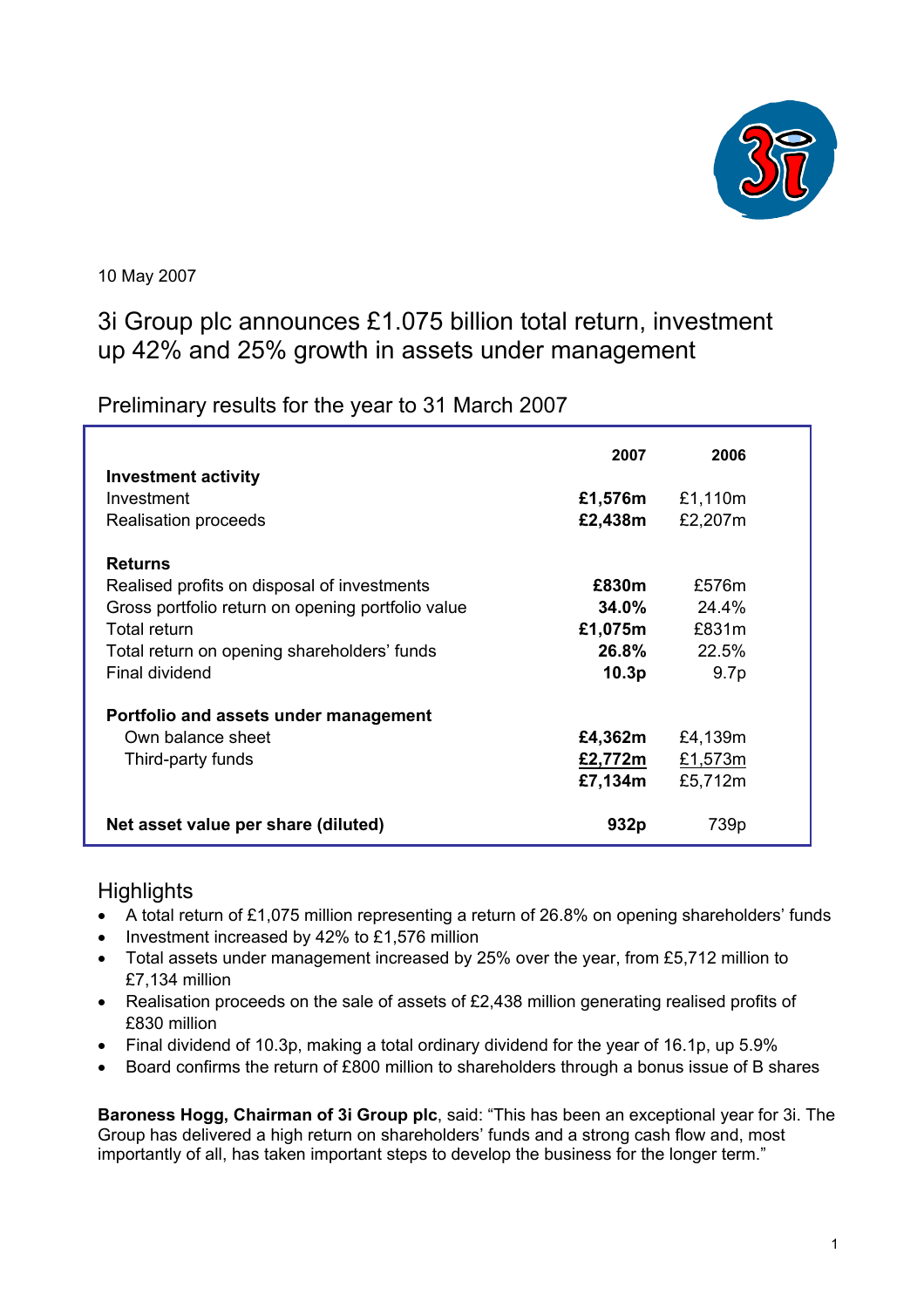10 May 2007

# 3i Group plc announces £1.075 billion total return, investment up 42% and 25% growth in assets under management

## Preliminary results for the year to 31 March 2007

| | 2007 | 2006 |
|---|---|---|
| **Investment activity** | | |
| Investment | **£1,576m** | £1,110m |
| Realisation proceeds | **£2,438m** | £2,207m |
| | | |
| **Returns** | | |
| Realised profits on disposal of investments | **£830m** | £576m |
| Gross portfolio return on opening portfolio value | **34.0%** | 24.4% |
| Total return | **£1,075m** | £831m |
| Total return on opening shareholders' funds | **26.8%** | 22.5% |
| Final dividend | **10.3p** | 9.7p |
| | | |
| **Portfolio and assets under management** | | |
| Own balance sheet | **£4,362m** | £4,139m |
| Third-party funds | **£2,772m** | £1,573m |
| | **£7,134m** | £5,712m |
| | | |
| **Net asset value per share (diluted)** | **932p** | 739p |

## Highlights

- A total return of £1,075 million representing a return of 26.8% on opening shareholders' funds
- Investment increased by 42% to £1,576 million
- Total assets under management increased by 25% over the year, from £5,712 million to £7,134 million
- Realisation proceeds on the sale of assets of £2,438 million generating realised profits of £830 million
- Final dividend of 10.3p, making a total ordinary dividend for the year of 16.1p, up 5.9%
- Board confirms the return of £800 million to shareholders through a bonus issue of B shares

**Baroness Hogg, Chairman of 3i Group plc**, said: "This has been an exceptional year for 3i. The Group has delivered a high return on shareholders' funds and a strong cash flow and, most importantly of all, has taken important steps to develop the business for the longer term."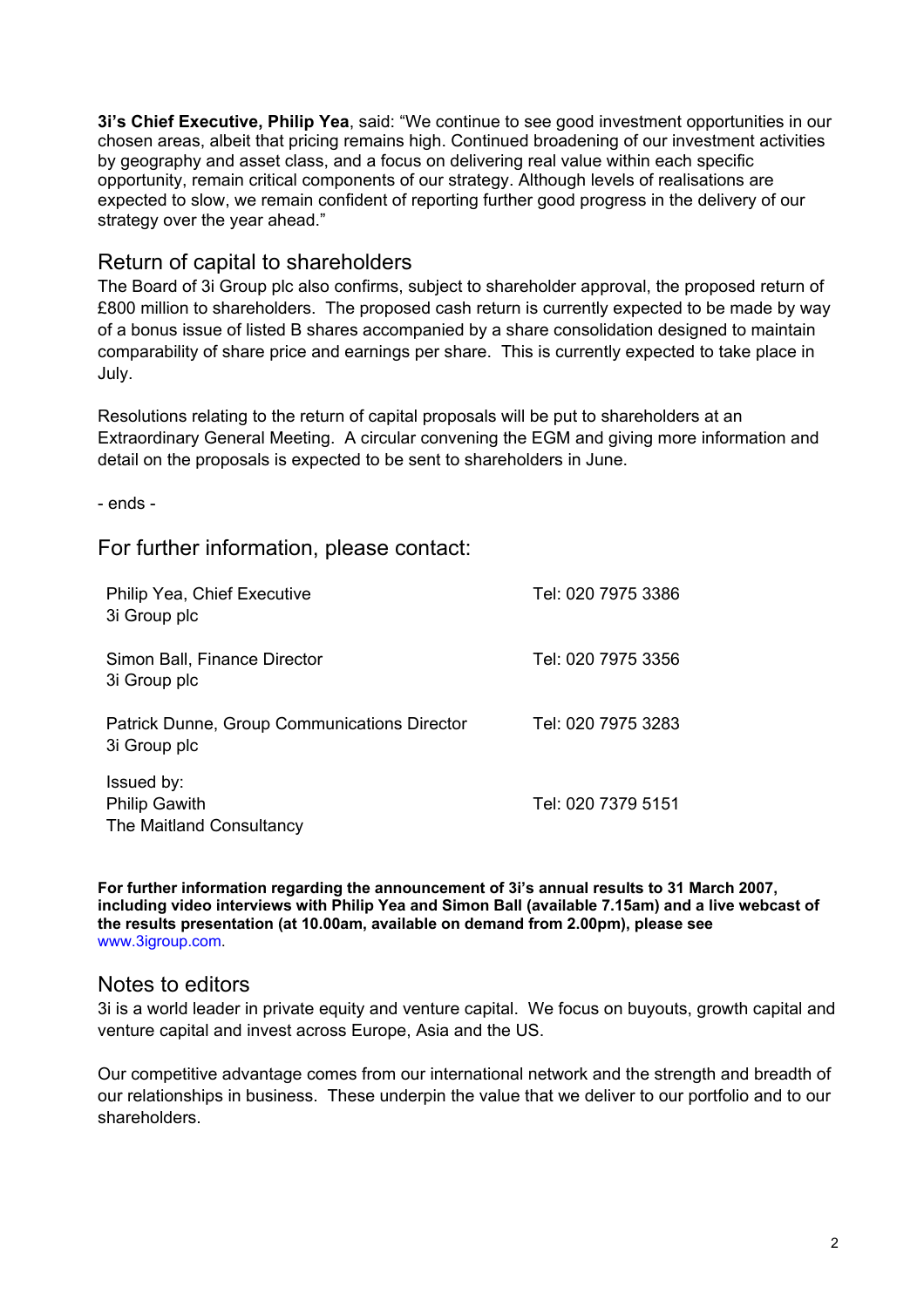**3i's Chief Executive, Philip Yea**, said: "We continue to see good investment opportunities in our chosen areas, albeit that pricing remains high. Continued broadening of our investment activities by geography and asset class, and a focus on delivering real value within each specific opportunity, remain critical components of our strategy. Although levels of realisations are expected to slow, we remain confident of reporting further good progress in the delivery of our strategy over the year ahead."

## Return of capital to shareholders

The Board of 3i Group plc also confirms, subject to shareholder approval, the proposed return of £800 million to shareholders. The proposed cash return is currently expected to be made by way of a bonus issue of listed B shares accompanied by a share consolidation designed to maintain comparability of share price and earnings per share. This is currently expected to take place in July.

Resolutions relating to the return of capital proposals will be put to shareholders at an Extraordinary General Meeting. A circular convening the EGM and giving more information and detail on the proposals is expected to be sent to shareholders in June.

- ends -

## For further information, please contact:

| | |
|---|---|
| Philip Yea, Chief Executive<br>3i Group plc | Tel: 020 7975 3386 |
| Simon Ball, Finance Director<br>3i Group plc | Tel: 020 7975 3356 |
| Patrick Dunne, Group Communications Director<br>3i Group plc | Tel: 020 7975 3283 |
| Issued by:<br>Philip Gawith<br>The Maitland Consultancy | Tel: 020 7379 5151 |

**For further information regarding the announcement of 3i's annual results to 31 March 2007, including video interviews with Philip Yea and Simon Ball (available 7.15am) and a live webcast of the results presentation (at 10.00am, available on demand from 2.00pm), please see** www.3igroup.com.

## Notes to editors

3i is a world leader in private equity and venture capital. We focus on buyouts, growth capital and venture capital and invest across Europe, Asia and the US.

Our competitive advantage comes from our international network and the strength and breadth of our relationships in business. These underpin the value that we deliver to our portfolio and to our shareholders.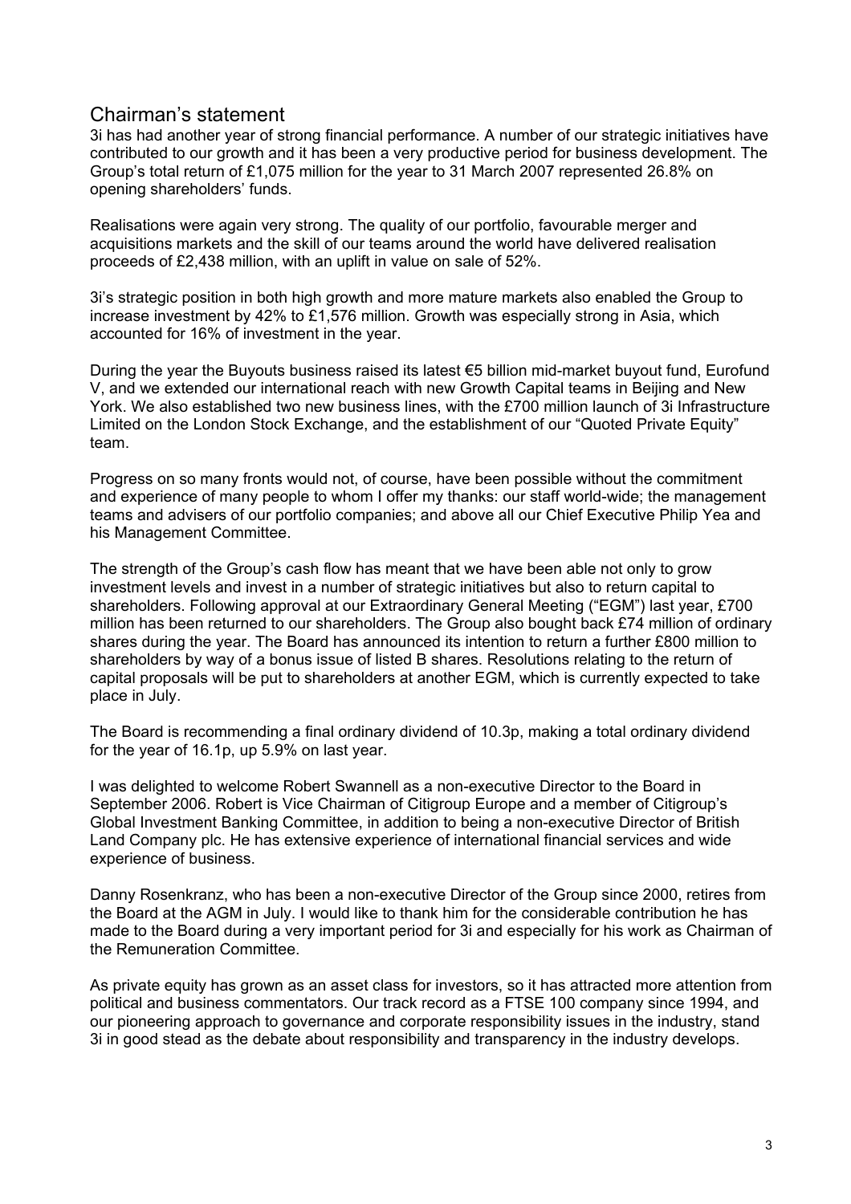# Chairman's statement

3i has had another year of strong financial performance. A number of our strategic initiatives have contributed to our growth and it has been a very productive period for business development. The Group's total return of £1,075 million for the year to 31 March 2007 represented 26.8% on opening shareholders' funds.

Realisations were again very strong. The quality of our portfolio, favourable merger and acquisitions markets and the skill of our teams around the world have delivered realisation proceeds of £2,438 million, with an uplift in value on sale of 52%.

3i's strategic position in both high growth and more mature markets also enabled the Group to increase investment by 42% to £1,576 million. Growth was especially strong in Asia, which accounted for 16% of investment in the year.

During the year the Buyouts business raised its latest €5 billion mid-market buyout fund, Eurofund V, and we extended our international reach with new Growth Capital teams in Beijing and New York. We also established two new business lines, with the £700 million launch of 3i Infrastructure Limited on the London Stock Exchange, and the establishment of our "Quoted Private Equity" team.

Progress on so many fronts would not, of course, have been possible without the commitment and experience of many people to whom I offer my thanks: our staff world-wide; the management teams and advisers of our portfolio companies; and above all our Chief Executive Philip Yea and his Management Committee.

The strength of the Group's cash flow has meant that we have been able not only to grow investment levels and invest in a number of strategic initiatives but also to return capital to shareholders. Following approval at our Extraordinary General Meeting ("EGM") last year, £700 million has been returned to our shareholders. The Group also bought back £74 million of ordinary shares during the year. The Board has announced its intention to return a further £800 million to shareholders by way of a bonus issue of listed B shares. Resolutions relating to the return of capital proposals will be put to shareholders at another EGM, which is currently expected to take place in July.

The Board is recommending a final ordinary dividend of 10.3p, making a total ordinary dividend for the year of 16.1p, up 5.9% on last year.

I was delighted to welcome Robert Swannell as a non-executive Director to the Board in September 2006. Robert is Vice Chairman of Citigroup Europe and a member of Citigroup's Global Investment Banking Committee, in addition to being a non-executive Director of British Land Company plc. He has extensive experience of international financial services and wide experience of business.

Danny Rosenkranz, who has been a non-executive Director of the Group since 2000, retires from the Board at the AGM in July. I would like to thank him for the considerable contribution he has made to the Board during a very important period for 3i and especially for his work as Chairman of the Remuneration Committee.

As private equity has grown as an asset class for investors, so it has attracted more attention from political and business commentators. Our track record as a FTSE 100 company since 1994, and our pioneering approach to governance and corporate responsibility issues in the industry, stand 3i in good stead as the debate about responsibility and transparency in the industry develops.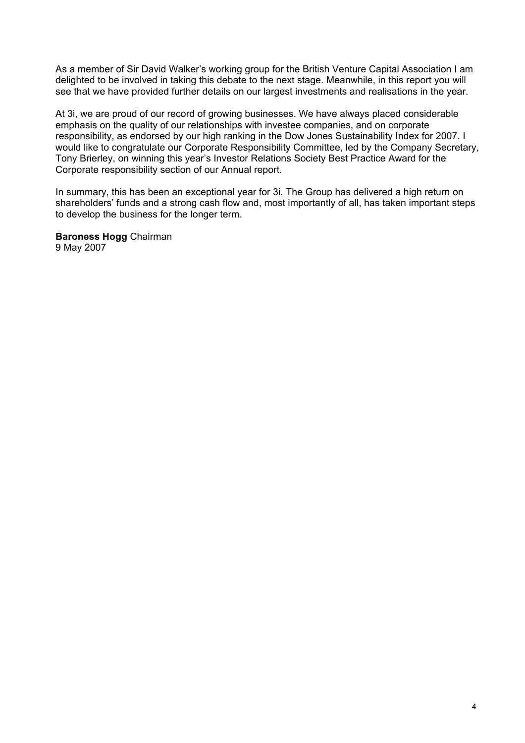As a member of Sir David Walker's working group for the British Venture Capital Association I am delighted to be involved in taking this debate to the next stage. Meanwhile, in this report you will see that we have provided further details on our largest investments and realisations in the year.

At 3i, we are proud of our record of growing businesses. We have always placed considerable emphasis on the quality of our relationships with investee companies, and on corporate responsibility, as endorsed by our high ranking in the Dow Jones Sustainability Index for 2007. I would like to congratulate our Corporate Responsibility Committee, led by the Company Secretary, Tony Brierley, on winning this year's Investor Relations Society Best Practice Award for the Corporate responsibility section of our Annual report.

In summary, this has been an exceptional year for 3i. The Group has delivered a high return on shareholders' funds and a strong cash flow and, most importantly of all, has taken important steps to develop the business for the longer term.

**Baroness Hogg** Chairman
9 May 2007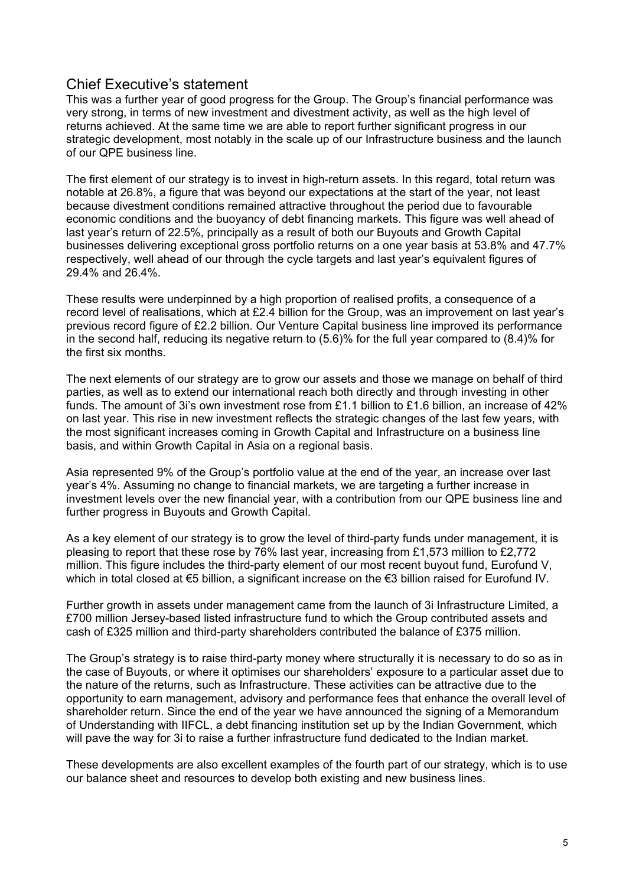## Chief Executive's statement

This was a further year of good progress for the Group. The Group's financial performance was very strong, in terms of new investment and divestment activity, as well as the high level of returns achieved. At the same time we are able to report further significant progress in our strategic development, most notably in the scale up of our Infrastructure business and the launch of our QPE business line.

The first element of our strategy is to invest in high-return assets. In this regard, total return was notable at 26.8%, a figure that was beyond our expectations at the start of the year, not least because divestment conditions remained attractive throughout the period due to favourable economic conditions and the buoyancy of debt financing markets. This figure was well ahead of last year's return of 22.5%, principally as a result of both our Buyouts and Growth Capital businesses delivering exceptional gross portfolio returns on a one year basis at 53.8% and 47.7% respectively, well ahead of our through the cycle targets and last year's equivalent figures of 29.4% and 26.4%.

These results were underpinned by a high proportion of realised profits, a consequence of a record level of realisations, which at £2.4 billion for the Group, was an improvement on last year's previous record figure of £2.2 billion. Our Venture Capital business line improved its performance in the second half, reducing its negative return to (5.6)% for the full year compared to (8.4)% for the first six months.

The next elements of our strategy are to grow our assets and those we manage on behalf of third parties, as well as to extend our international reach both directly and through investing in other funds. The amount of 3i's own investment rose from £1.1 billion to £1.6 billion, an increase of 42% on last year. This rise in new investment reflects the strategic changes of the last few years, with the most significant increases coming in Growth Capital and Infrastructure on a business line basis, and within Growth Capital in Asia on a regional basis.

Asia represented 9% of the Group's portfolio value at the end of the year, an increase over last year's 4%. Assuming no change to financial markets, we are targeting a further increase in investment levels over the new financial year, with a contribution from our QPE business line and further progress in Buyouts and Growth Capital.

As a key element of our strategy is to grow the level of third-party funds under management, it is pleasing to report that these rose by 76% last year, increasing from £1,573 million to £2,772 million. This figure includes the third-party element of our most recent buyout fund, Eurofund V, which in total closed at €5 billion, a significant increase on the €3 billion raised for Eurofund IV.

Further growth in assets under management came from the launch of 3i Infrastructure Limited, a £700 million Jersey-based listed infrastructure fund to which the Group contributed assets and cash of £325 million and third-party shareholders contributed the balance of £375 million.

The Group's strategy is to raise third-party money where structurally it is necessary to do so as in the case of Buyouts, or where it optimises our shareholders' exposure to a particular asset due to the nature of the returns, such as Infrastructure. These activities can be attractive due to the opportunity to earn management, advisory and performance fees that enhance the overall level of shareholder return. Since the end of the year we have announced the signing of a Memorandum of Understanding with IIFCL, a debt financing institution set up by the Indian Government, which will pave the way for 3i to raise a further infrastructure fund dedicated to the Indian market.

These developments are also excellent examples of the fourth part of our strategy, which is to use our balance sheet and resources to develop both existing and new business lines.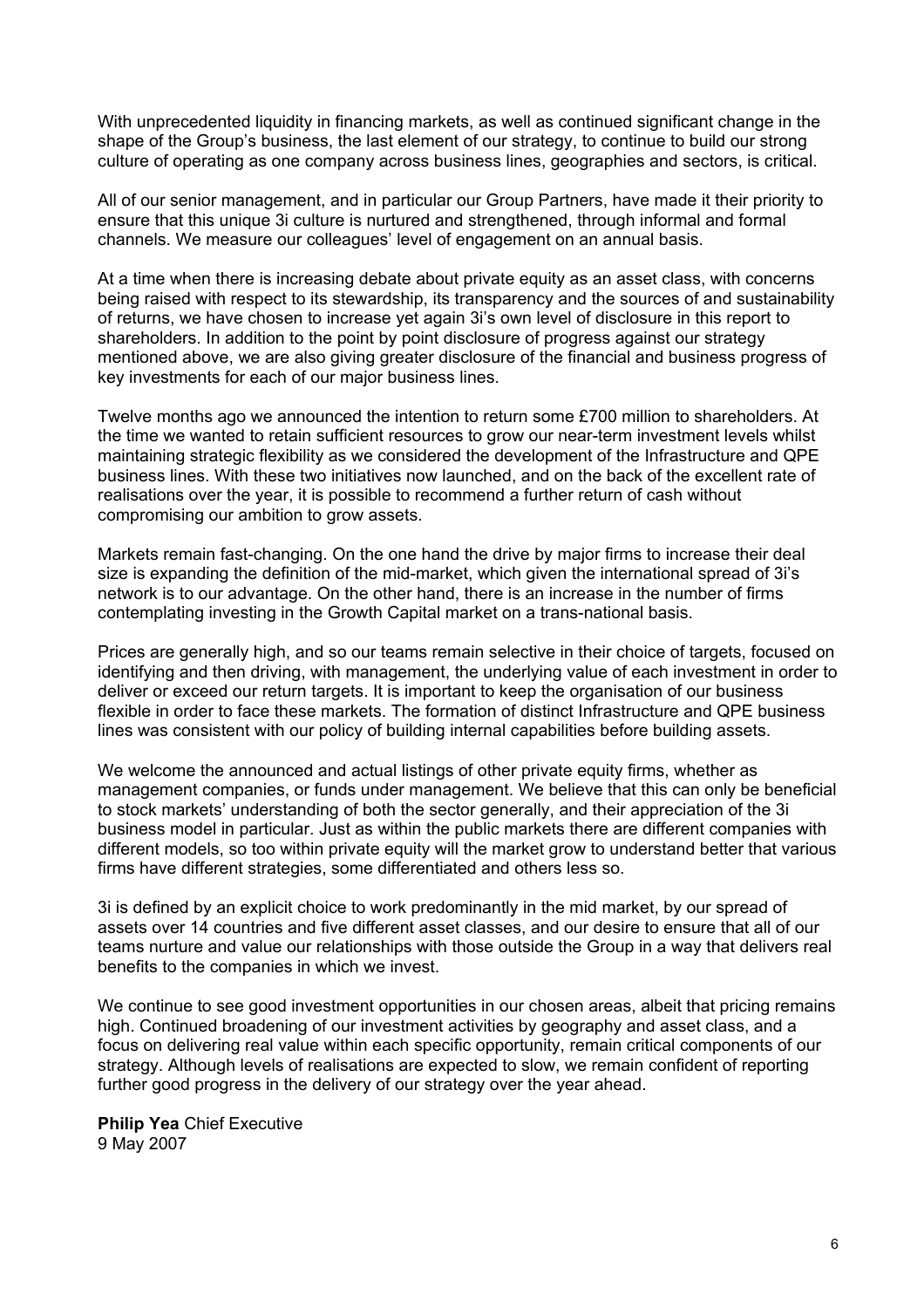With unprecedented liquidity in financing markets, as well as continued significant change in the shape of the Group's business, the last element of our strategy, to continue to build our strong culture of operating as one company across business lines, geographies and sectors, is critical.

All of our senior management, and in particular our Group Partners, have made it their priority to ensure that this unique 3i culture is nurtured and strengthened, through informal and formal channels. We measure our colleagues' level of engagement on an annual basis.

At a time when there is increasing debate about private equity as an asset class, with concerns being raised with respect to its stewardship, its transparency and the sources of and sustainability of returns, we have chosen to increase yet again 3i's own level of disclosure in this report to shareholders. In addition to the point by point disclosure of progress against our strategy mentioned above, we are also giving greater disclosure of the financial and business progress of key investments for each of our major business lines.

Twelve months ago we announced the intention to return some £700 million to shareholders. At the time we wanted to retain sufficient resources to grow our near-term investment levels whilst maintaining strategic flexibility as we considered the development of the Infrastructure and QPE business lines. With these two initiatives now launched, and on the back of the excellent rate of realisations over the year, it is possible to recommend a further return of cash without compromising our ambition to grow assets.

Markets remain fast-changing. On the one hand the drive by major firms to increase their deal size is expanding the definition of the mid-market, which given the international spread of 3i's network is to our advantage. On the other hand, there is an increase in the number of firms contemplating investing in the Growth Capital market on a trans-national basis.

Prices are generally high, and so our teams remain selective in their choice of targets, focused on identifying and then driving, with management, the underlying value of each investment in order to deliver or exceed our return targets. It is important to keep the organisation of our business flexible in order to face these markets. The formation of distinct Infrastructure and QPE business lines was consistent with our policy of building internal capabilities before building assets.

We welcome the announced and actual listings of other private equity firms, whether as management companies, or funds under management. We believe that this can only be beneficial to stock markets' understanding of both the sector generally, and their appreciation of the 3i business model in particular. Just as within the public markets there are different companies with different models, so too within private equity will the market grow to understand better that various firms have different strategies, some differentiated and others less so.

3i is defined by an explicit choice to work predominantly in the mid market, by our spread of assets over 14 countries and five different asset classes, and our desire to ensure that all of our teams nurture and value our relationships with those outside the Group in a way that delivers real benefits to the companies in which we invest.

We continue to see good investment opportunities in our chosen areas, albeit that pricing remains high. Continued broadening of our investment activities by geography and asset class, and a focus on delivering real value within each specific opportunity, remain critical components of our strategy. Although levels of realisations are expected to slow, we remain confident of reporting further good progress in the delivery of our strategy over the year ahead.

**Philip Yea** Chief Executive
9 May 2007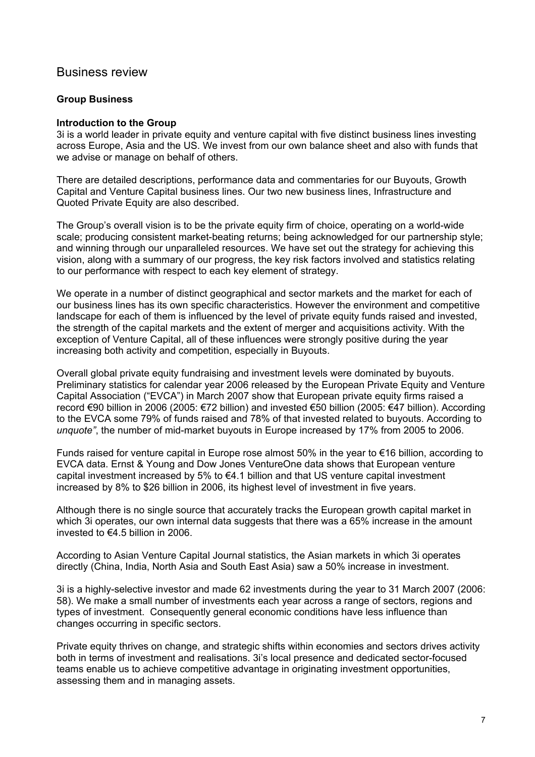# Business review

## Group Business

### Introduction to the Group

3i is a world leader in private equity and venture capital with five distinct business lines investing across Europe, Asia and the US. We invest from our own balance sheet and also with funds that we advise or manage on behalf of others.

There are detailed descriptions, performance data and commentaries for our Buyouts, Growth Capital and Venture Capital business lines. Our two new business lines, Infrastructure and Quoted Private Equity are also described.

The Group's overall vision is to be the private equity firm of choice, operating on a world-wide scale; producing consistent market-beating returns; being acknowledged for our partnership style; and winning through our unparalleled resources. We have set out the strategy for achieving this vision, along with a summary of our progress, the key risk factors involved and statistics relating to our performance with respect to each key element of strategy.

We operate in a number of distinct geographical and sector markets and the market for each of our business lines has its own specific characteristics. However the environment and competitive landscape for each of them is influenced by the level of private equity funds raised and invested, the strength of the capital markets and the extent of merger and acquisitions activity. With the exception of Venture Capital, all of these influences were strongly positive during the year increasing both activity and competition, especially in Buyouts.

Overall global private equity fundraising and investment levels were dominated by buyouts. Preliminary statistics for calendar year 2006 released by the European Private Equity and Venture Capital Association ("EVCA") in March 2007 show that European private equity firms raised a record €90 billion in 2006 (2005: €72 billion) and invested €50 billion (2005: €47 billion). According to the EVCA some 79% of funds raised and 78% of that invested related to buyouts. According to *unquote"*, the number of mid-market buyouts in Europe increased by 17% from 2005 to 2006.

Funds raised for venture capital in Europe rose almost 50% in the year to €16 billion, according to EVCA data. Ernst & Young and Dow Jones VentureOne data shows that European venture capital investment increased by 5% to €4.1 billion and that US venture capital investment increased by 8% to $26 billion in 2006, its highest level of investment in five years.

Although there is no single source that accurately tracks the European growth capital market in which 3i operates, our own internal data suggests that there was a 65% increase in the amount invested to €4.5 billion in 2006.

According to Asian Venture Capital Journal statistics, the Asian markets in which 3i operates directly (China, India, North Asia and South East Asia) saw a 50% increase in investment.

3i is a highly-selective investor and made 62 investments during the year to 31 March 2007 (2006: 58). We make a small number of investments each year across a range of sectors, regions and types of investment. Consequently general economic conditions have less influence than changes occurring in specific sectors.

Private equity thrives on change, and strategic shifts within economies and sectors drives activity both in terms of investment and realisations. 3i's local presence and dedicated sector-focused teams enable us to achieve competitive advantage in originating investment opportunities, assessing them and in managing assets.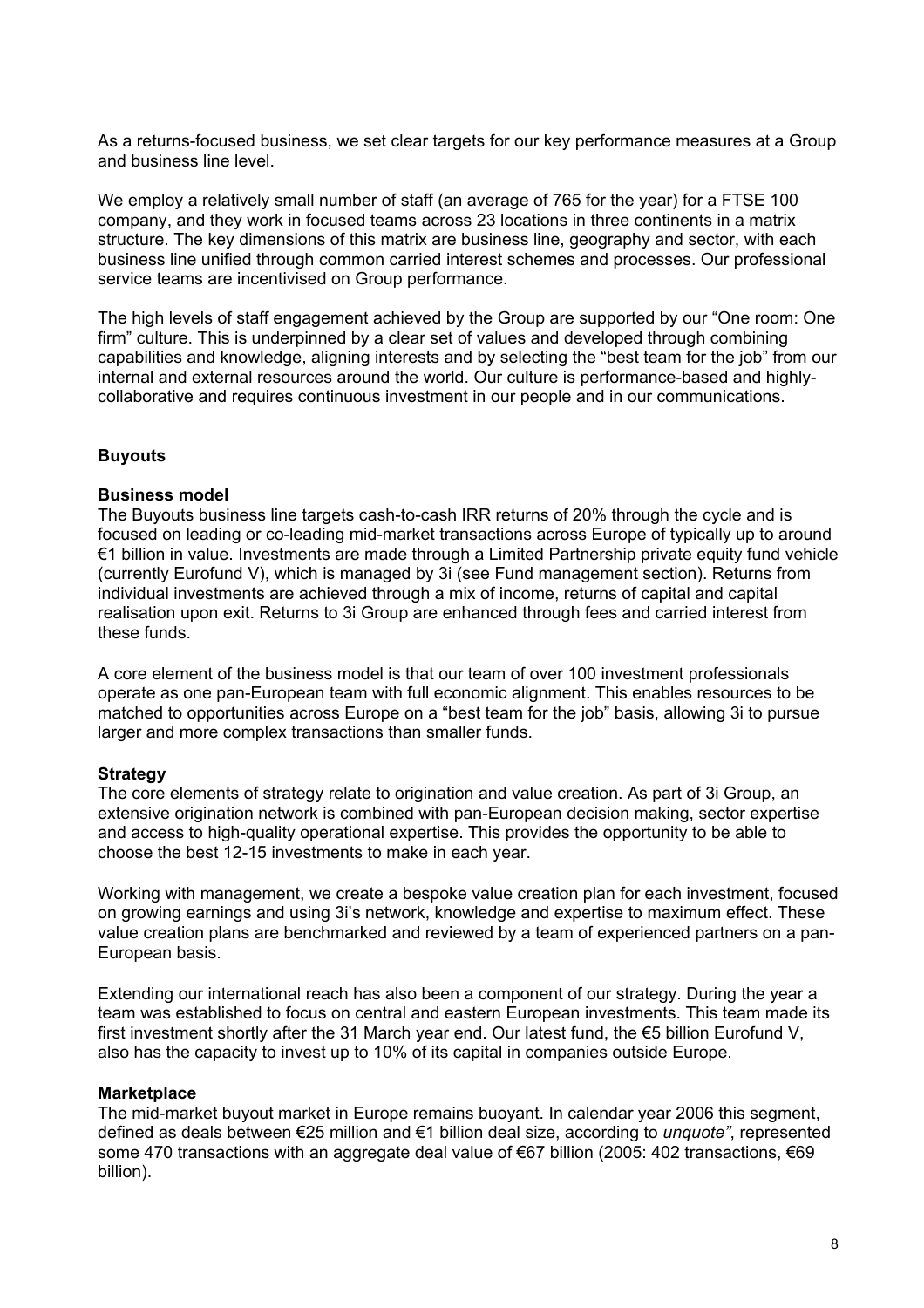As a returns-focused business, we set clear targets for our key performance measures at a Group and business line level.

We employ a relatively small number of staff (an average of 765 for the year) for a FTSE 100 company, and they work in focused teams across 23 locations in three continents in a matrix structure. The key dimensions of this matrix are business line, geography and sector, with each business line unified through common carried interest schemes and processes. Our professional service teams are incentivised on Group performance.

The high levels of staff engagement achieved by the Group are supported by our "One room: One firm" culture. This is underpinned by a clear set of values and developed through combining capabilities and knowledge, aligning interests and by selecting the "best team for the job" from our internal and external resources around the world. Our culture is performance-based and highly-collaborative and requires continuous investment in our people and in our communications.

## Buyouts

### Business model

The Buyouts business line targets cash-to-cash IRR returns of 20% through the cycle and is focused on leading or co-leading mid-market transactions across Europe of typically up to around €1 billion in value. Investments are made through a Limited Partnership private equity fund vehicle (currently Eurofund V), which is managed by 3i (see Fund management section). Returns from individual investments are achieved through a mix of income, returns of capital and capital realisation upon exit. Returns to 3i Group are enhanced through fees and carried interest from these funds.

A core element of the business model is that our team of over 100 investment professionals operate as one pan-European team with full economic alignment. This enables resources to be matched to opportunities across Europe on a "best team for the job" basis, allowing 3i to pursue larger and more complex transactions than smaller funds.

### Strategy

The core elements of strategy relate to origination and value creation. As part of 3i Group, an extensive origination network is combined with pan-European decision making, sector expertise and access to high-quality operational expertise. This provides the opportunity to be able to choose the best 12-15 investments to make in each year.

Working with management, we create a bespoke value creation plan for each investment, focused on growing earnings and using 3i's network, knowledge and expertise to maximum effect. These value creation plans are benchmarked and reviewed by a team of experienced partners on a pan-European basis.

Extending our international reach has also been a component of our strategy. During the year a team was established to focus on central and eastern European investments. This team made its first investment shortly after the 31 March year end. Our latest fund, the €5 billion Eurofund V, also has the capacity to invest up to 10% of its capital in companies outside Europe.

### Marketplace

The mid-market buyout market in Europe remains buoyant. In calendar year 2006 this segment, defined as deals between €25 million and €1 billion deal size, according to *unquote"*, represented some 470 transactions with an aggregate deal value of €67 billion (2005: 402 transactions, €69 billion).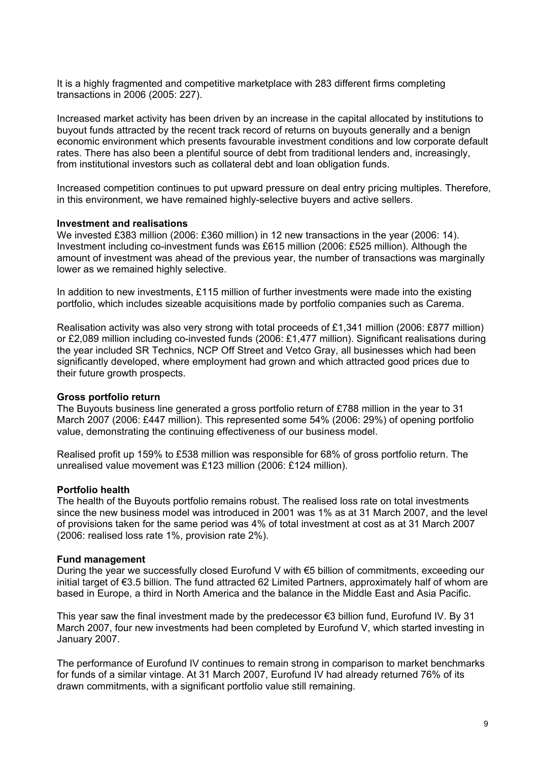It is a highly fragmented and competitive marketplace with 283 different firms completing transactions in 2006 (2005: 227).

Increased market activity has been driven by an increase in the capital allocated by institutions to buyout funds attracted by the recent track record of returns on buyouts generally and a benign economic environment which presents favourable investment conditions and low corporate default rates. There has also been a plentiful source of debt from traditional lenders and, increasingly, from institutional investors such as collateral debt and loan obligation funds.

Increased competition continues to put upward pressure on deal entry pricing multiples. Therefore, in this environment, we have remained highly-selective buyers and active sellers.

**Investment and realisations**

We invested £383 million (2006: £360 million) in 12 new transactions in the year (2006: 14). Investment including co-investment funds was £615 million (2006: £525 million). Although the amount of investment was ahead of the previous year, the number of transactions was marginally lower as we remained highly selective.

In addition to new investments, £115 million of further investments were made into the existing portfolio, which includes sizeable acquisitions made by portfolio companies such as Carema.

Realisation activity was also very strong with total proceeds of £1,341 million (2006: £877 million) or £2,089 million including co-invested funds (2006: £1,477 million). Significant realisations during the year included SR Technics, NCP Off Street and Vetco Gray, all businesses which had been significantly developed, where employment had grown and which attracted good prices due to their future growth prospects.

**Gross portfolio return**

The Buyouts business line generated a gross portfolio return of £788 million in the year to 31 March 2007 (2006: £447 million). This represented some 54% (2006: 29%) of opening portfolio value, demonstrating the continuing effectiveness of our business model.

Realised profit up 159% to £538 million was responsible for 68% of gross portfolio return. The unrealised value movement was £123 million (2006: £124 million).

**Portfolio health**

The health of the Buyouts portfolio remains robust. The realised loss rate on total investments since the new business model was introduced in 2001 was 1% as at 31 March 2007, and the level of provisions taken for the same period was 4% of total investment at cost as at 31 March 2007 (2006: realised loss rate 1%, provision rate 2%).

**Fund management**

During the year we successfully closed Eurofund V with €5 billion of commitments, exceeding our initial target of €3.5 billion. The fund attracted 62 Limited Partners, approximately half of whom are based in Europe, a third in North America and the balance in the Middle East and Asia Pacific.

This year saw the final investment made by the predecessor €3 billion fund, Eurofund IV. By 31 March 2007, four new investments had been completed by Eurofund V, which started investing in January 2007.

The performance of Eurofund IV continues to remain strong in comparison to market benchmarks for funds of a similar vintage. At 31 March 2007, Eurofund IV had already returned 76% of its drawn commitments, with a significant portfolio value still remaining.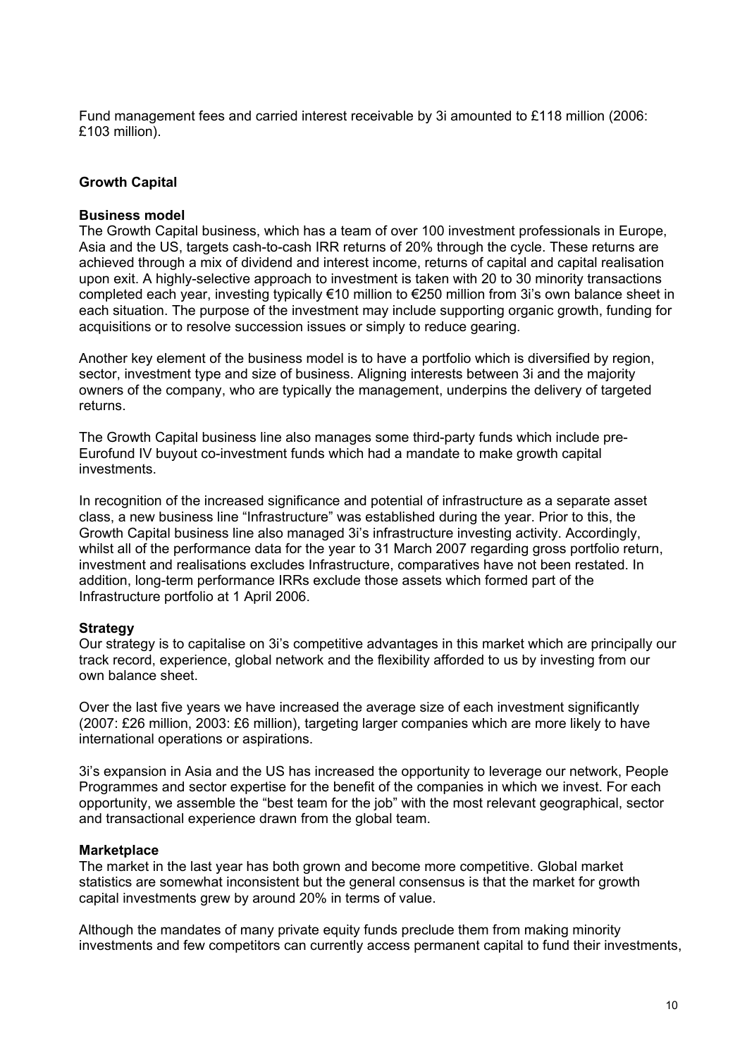Fund management fees and carried interest receivable by 3i amounted to £118 million (2006: £103 million).

## Growth Capital

### Business model

The Growth Capital business, which has a team of over 100 investment professionals in Europe, Asia and the US, targets cash-to-cash IRR returns of 20% through the cycle. These returns are achieved through a mix of dividend and interest income, returns of capital and capital realisation upon exit. A highly-selective approach to investment is taken with 20 to 30 minority transactions completed each year, investing typically €10 million to €250 million from 3i's own balance sheet in each situation. The purpose of the investment may include supporting organic growth, funding for acquisitions or to resolve succession issues or simply to reduce gearing.

Another key element of the business model is to have a portfolio which is diversified by region, sector, investment type and size of business. Aligning interests between 3i and the majority owners of the company, who are typically the management, underpins the delivery of targeted returns.

The Growth Capital business line also manages some third-party funds which include pre-Eurofund IV buyout co-investment funds which had a mandate to make growth capital investments.

In recognition of the increased significance and potential of infrastructure as a separate asset class, a new business line "Infrastructure" was established during the year. Prior to this, the Growth Capital business line also managed 3i's infrastructure investing activity. Accordingly, whilst all of the performance data for the year to 31 March 2007 regarding gross portfolio return, investment and realisations excludes Infrastructure, comparatives have not been restated. In addition, long-term performance IRRs exclude those assets which formed part of the Infrastructure portfolio at 1 April 2006.

### Strategy

Our strategy is to capitalise on 3i's competitive advantages in this market which are principally our track record, experience, global network and the flexibility afforded to us by investing from our own balance sheet.

Over the last five years we have increased the average size of each investment significantly (2007: £26 million, 2003: £6 million), targeting larger companies which are more likely to have international operations or aspirations.

3i's expansion in Asia and the US has increased the opportunity to leverage our network, People Programmes and sector expertise for the benefit of the companies in which we invest. For each opportunity, we assemble the "best team for the job" with the most relevant geographical, sector and transactional experience drawn from the global team.

### Marketplace

The market in the last year has both grown and become more competitive. Global market statistics are somewhat inconsistent but the general consensus is that the market for growth capital investments grew by around 20% in terms of value.

Although the mandates of many private equity funds preclude them from making minority investments and few competitors can currently access permanent capital to fund their investments,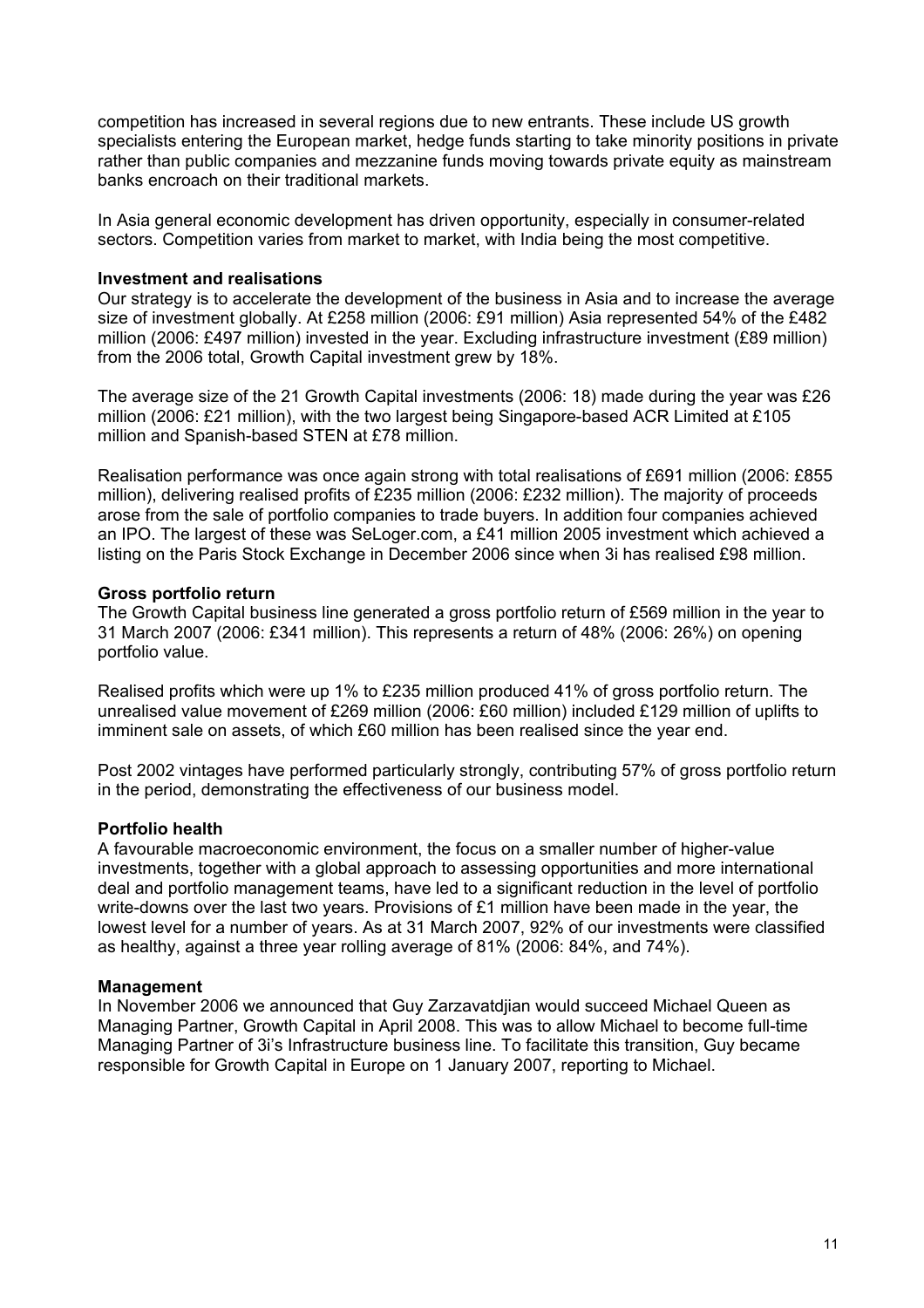competition has increased in several regions due to new entrants. These include US growth specialists entering the European market, hedge funds starting to take minority positions in private rather than public companies and mezzanine funds moving towards private equity as mainstream banks encroach on their traditional markets.

In Asia general economic development has driven opportunity, especially in consumer-related sectors. Competition varies from market to market, with India being the most competitive.

**Investment and realisations**
Our strategy is to accelerate the development of the business in Asia and to increase the average size of investment globally. At £258 million (2006: £91 million) Asia represented 54% of the £482 million (2006: £497 million) invested in the year. Excluding infrastructure investment (£89 million) from the 2006 total, Growth Capital investment grew by 18%.

The average size of the 21 Growth Capital investments (2006: 18) made during the year was £26 million (2006: £21 million), with the two largest being Singapore-based ACR Limited at £105 million and Spanish-based STEN at £78 million.

Realisation performance was once again strong with total realisations of £691 million (2006: £855 million), delivering realised profits of £235 million (2006: £232 million). The majority of proceeds arose from the sale of portfolio companies to trade buyers. In addition four companies achieved an IPO. The largest of these was SeLoger.com, a £41 million 2005 investment which achieved a listing on the Paris Stock Exchange in December 2006 since when 3i has realised £98 million.

**Gross portfolio return**
The Growth Capital business line generated a gross portfolio return of £569 million in the year to 31 March 2007 (2006: £341 million). This represents a return of 48% (2006: 26%) on opening portfolio value.

Realised profits which were up 1% to £235 million produced 41% of gross portfolio return. The unrealised value movement of £269 million (2006: £60 million) included £129 million of uplifts to imminent sale on assets, of which £60 million has been realised since the year end.

Post 2002 vintages have performed particularly strongly, contributing 57% of gross portfolio return in the period, demonstrating the effectiveness of our business model.

**Portfolio health**
A favourable macroeconomic environment, the focus on a smaller number of higher-value investments, together with a global approach to assessing opportunities and more international deal and portfolio management teams, have led to a significant reduction in the level of portfolio write-downs over the last two years. Provisions of £1 million have been made in the year, the lowest level for a number of years. As at 31 March 2007, 92% of our investments were classified as healthy, against a three year rolling average of 81% (2006: 84%, and 74%).

**Management**
In November 2006 we announced that Guy Zarzavatdjian would succeed Michael Queen as Managing Partner, Growth Capital in April 2008. This was to allow Michael to become full-time Managing Partner of 3i's Infrastructure business line. To facilitate this transition, Guy became responsible for Growth Capital in Europe on 1 January 2007, reporting to Michael.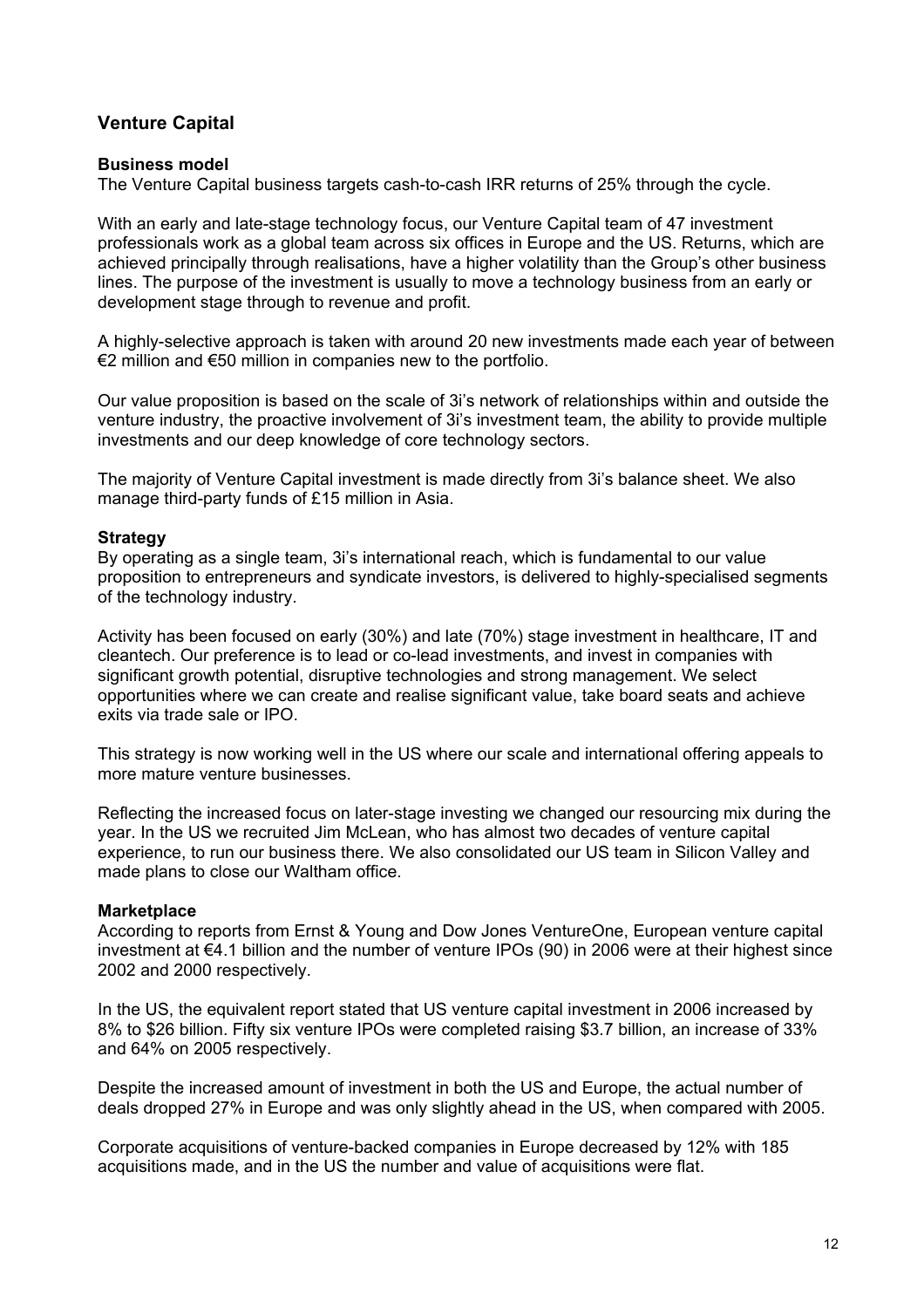## Venture Capital

### Business model

The Venture Capital business targets cash-to-cash IRR returns of 25% through the cycle.

With an early and late-stage technology focus, our Venture Capital team of 47 investment professionals work as a global team across six offices in Europe and the US. Returns, which are achieved principally through realisations, have a higher volatility than the Group's other business lines. The purpose of the investment is usually to move a technology business from an early or development stage through to revenue and profit.

A highly-selective approach is taken with around 20 new investments made each year of between €2 million and €50 million in companies new to the portfolio.

Our value proposition is based on the scale of 3i's network of relationships within and outside the venture industry, the proactive involvement of 3i's investment team, the ability to provide multiple investments and our deep knowledge of core technology sectors.

The majority of Venture Capital investment is made directly from 3i's balance sheet. We also manage third-party funds of £15 million in Asia.

### Strategy

By operating as a single team, 3i's international reach, which is fundamental to our value proposition to entrepreneurs and syndicate investors, is delivered to highly-specialised segments of the technology industry.

Activity has been focused on early (30%) and late (70%) stage investment in healthcare, IT and cleantech. Our preference is to lead or co-lead investments, and invest in companies with significant growth potential, disruptive technologies and strong management. We select opportunities where we can create and realise significant value, take board seats and achieve exits via trade sale or IPO.

This strategy is now working well in the US where our scale and international offering appeals to more mature venture businesses.

Reflecting the increased focus on later-stage investing we changed our resourcing mix during the year. In the US we recruited Jim McLean, who has almost two decades of venture capital experience, to run our business there. We also consolidated our US team in Silicon Valley and made plans to close our Waltham office.

### Marketplace

According to reports from Ernst & Young and Dow Jones VentureOne, European venture capital investment at €4.1 billion and the number of venture IPOs (90) in 2006 were at their highest since 2002 and 2000 respectively.

In the US, the equivalent report stated that US venture capital investment in 2006 increased by 8% to $26 billion. Fifty six venture IPOs were completed raising $3.7 billion, an increase of 33% and 64% on 2005 respectively.

Despite the increased amount of investment in both the US and Europe, the actual number of deals dropped 27% in Europe and was only slightly ahead in the US, when compared with 2005.

Corporate acquisitions of venture-backed companies in Europe decreased by 12% with 185 acquisitions made, and in the US the number and value of acquisitions were flat.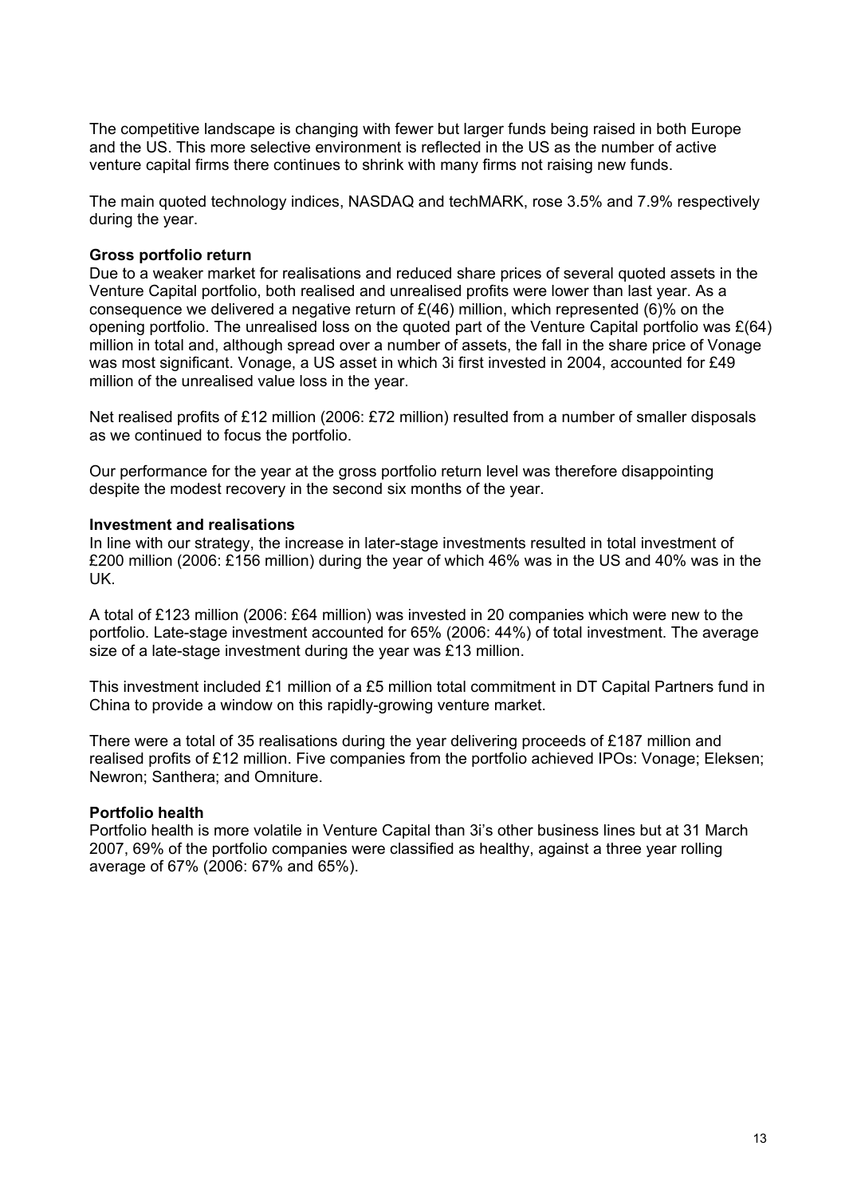The competitive landscape is changing with fewer but larger funds being raised in both Europe and the US. This more selective environment is reflected in the US as the number of active venture capital firms there continues to shrink with many firms not raising new funds.

The main quoted technology indices, NASDAQ and techMARK, rose 3.5% and 7.9% respectively during the year.

**Gross portfolio return**

Due to a weaker market for realisations and reduced share prices of several quoted assets in the Venture Capital portfolio, both realised and unrealised profits were lower than last year. As a consequence we delivered a negative return of £(46) million, which represented (6)% on the opening portfolio. The unrealised loss on the quoted part of the Venture Capital portfolio was £(64) million in total and, although spread over a number of assets, the fall in the share price of Vonage was most significant. Vonage, a US asset in which 3i first invested in 2004, accounted for £49 million of the unrealised value loss in the year.

Net realised profits of £12 million (2006: £72 million) resulted from a number of smaller disposals as we continued to focus the portfolio.

Our performance for the year at the gross portfolio return level was therefore disappointing despite the modest recovery in the second six months of the year.

**Investment and realisations**

In line with our strategy, the increase in later-stage investments resulted in total investment of £200 million (2006: £156 million) during the year of which 46% was in the US and 40% was in the UK.

A total of £123 million (2006: £64 million) was invested in 20 companies which were new to the portfolio. Late-stage investment accounted for 65% (2006: 44%) of total investment. The average size of a late-stage investment during the year was £13 million.

This investment included £1 million of a £5 million total commitment in DT Capital Partners fund in China to provide a window on this rapidly-growing venture market.

There were a total of 35 realisations during the year delivering proceeds of £187 million and realised profits of £12 million. Five companies from the portfolio achieved IPOs: Vonage; Eleksen; Newron; Santhera; and Omniture.

**Portfolio health**

Portfolio health is more volatile in Venture Capital than 3i's other business lines but at 31 March 2007, 69% of the portfolio companies were classified as healthy, against a three year rolling average of 67% (2006: 67% and 65%).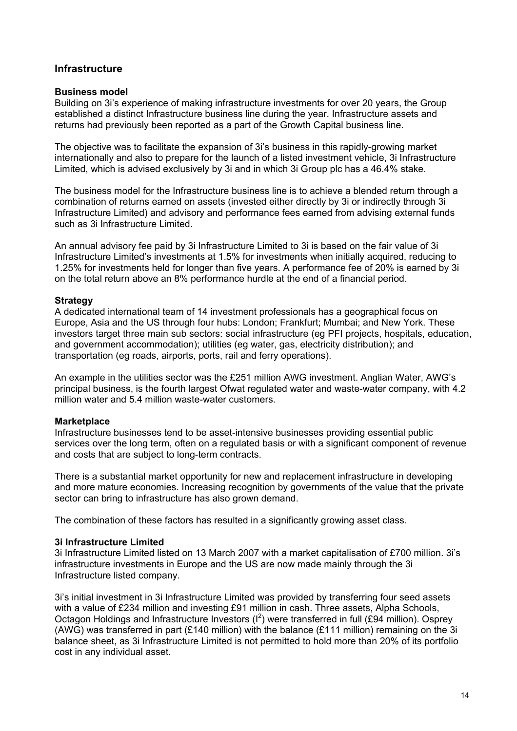## Infrastructure

### Business model

Building on 3i's experience of making infrastructure investments for over 20 years, the Group established a distinct Infrastructure business line during the year. Infrastructure assets and returns had previously been reported as a part of the Growth Capital business line.

The objective was to facilitate the expansion of 3i's business in this rapidly-growing market internationally and also to prepare for the launch of a listed investment vehicle, 3i Infrastructure Limited, which is advised exclusively by 3i and in which 3i Group plc has a 46.4% stake.

The business model for the Infrastructure business line is to achieve a blended return through a combination of returns earned on assets (invested either directly by 3i or indirectly through 3i Infrastructure Limited) and advisory and performance fees earned from advising external funds such as 3i Infrastructure Limited.

An annual advisory fee paid by 3i Infrastructure Limited to 3i is based on the fair value of 3i Infrastructure Limited's investments at 1.5% for investments when initially acquired, reducing to 1.25% for investments held for longer than five years. A performance fee of 20% is earned by 3i on the total return above an 8% performance hurdle at the end of a financial period.

### Strategy

A dedicated international team of 14 investment professionals has a geographical focus on Europe, Asia and the US through four hubs: London; Frankfurt; Mumbai; and New York. These investors target three main sub sectors: social infrastructure (eg PFI projects, hospitals, education, and government accommodation); utilities (eg water, gas, electricity distribution); and transportation (eg roads, airports, ports, rail and ferry operations).

An example in the utilities sector was the £251 million AWG investment. Anglian Water, AWG's principal business, is the fourth largest Ofwat regulated water and waste-water company, with 4.2 million water and 5.4 million waste-water customers.

### Marketplace

Infrastructure businesses tend to be asset-intensive businesses providing essential public services over the long term, often on a regulated basis or with a significant component of revenue and costs that are subject to long-term contracts.

There is a substantial market opportunity for new and replacement infrastructure in developing and more mature economies. Increasing recognition by governments of the value that the private sector can bring to infrastructure has also grown demand.

The combination of these factors has resulted in a significantly growing asset class.

### 3i Infrastructure Limited

3i Infrastructure Limited listed on 13 March 2007 with a market capitalisation of £700 million. 3i's infrastructure investments in Europe and the US are now made mainly through the 3i Infrastructure listed company.

3i's initial investment in 3i Infrastructure Limited was provided by transferring four seed assets with a value of £234 million and investing £91 million in cash. Three assets, Alpha Schools, Octagon Holdings and Infrastructure Investors ($I^2$) were transferred in full (£94 million). Osprey (AWG) was transferred in part (£140 million) with the balance (£111 million) remaining on the 3i balance sheet, as 3i Infrastructure Limited is not permitted to hold more than 20% of its portfolio cost in any individual asset.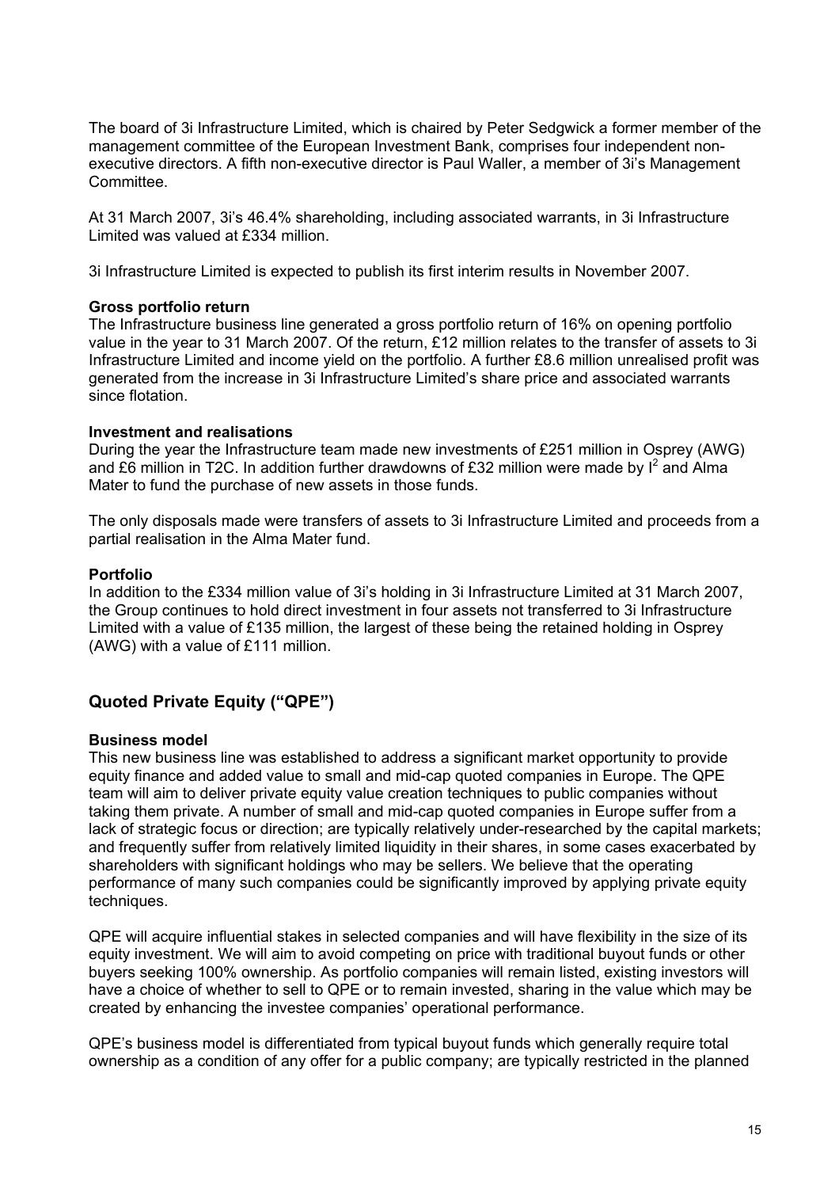The board of 3i Infrastructure Limited, which is chaired by Peter Sedgwick a former member of the management committee of the European Investment Bank, comprises four independent non-executive directors. A fifth non-executive director is Paul Waller, a member of 3i's Management Committee.

At 31 March 2007, 3i's 46.4% shareholding, including associated warrants, in 3i Infrastructure Limited was valued at £334 million.

3i Infrastructure Limited is expected to publish its first interim results in November 2007.

**Gross portfolio return**

The Infrastructure business line generated a gross portfolio return of 16% on opening portfolio value in the year to 31 March 2007. Of the return, £12 million relates to the transfer of assets to 3i Infrastructure Limited and income yield on the portfolio. A further £8.6 million unrealised profit was generated from the increase in 3i Infrastructure Limited's share price and associated warrants since flotation.

**Investment and realisations**

During the year the Infrastructure team made new investments of £251 million in Osprey (AWG) and £6 million in T2C. In addition further drawdowns of £32 million were made by $I^2$ and Alma Mater to fund the purchase of new assets in those funds.

The only disposals made were transfers of assets to 3i Infrastructure Limited and proceeds from a partial realisation in the Alma Mater fund.

**Portfolio**

In addition to the £334 million value of 3i's holding in 3i Infrastructure Limited at 31 March 2007, the Group continues to hold direct investment in four assets not transferred to 3i Infrastructure Limited with a value of £135 million, the largest of these being the retained holding in Osprey (AWG) with a value of £111 million.

## Quoted Private Equity ("QPE")

**Business model**

This new business line was established to address a significant market opportunity to provide equity finance and added value to small and mid-cap quoted companies in Europe. The QPE team will aim to deliver private equity value creation techniques to public companies without taking them private. A number of small and mid-cap quoted companies in Europe suffer from a lack of strategic focus or direction; are typically relatively under-researched by the capital markets; and frequently suffer from relatively limited liquidity in their shares, in some cases exacerbated by shareholders with significant holdings who may be sellers. We believe that the operating performance of many such companies could be significantly improved by applying private equity techniques.

QPE will acquire influential stakes in selected companies and will have flexibility in the size of its equity investment. We will aim to avoid competing on price with traditional buyout funds or other buyers seeking 100% ownership. As portfolio companies will remain listed, existing investors will have a choice of whether to sell to QPE or to remain invested, sharing in the value which may be created by enhancing the investee companies' operational performance.

QPE's business model is differentiated from typical buyout funds which generally require total ownership as a condition of any offer for a public company; are typically restricted in the planned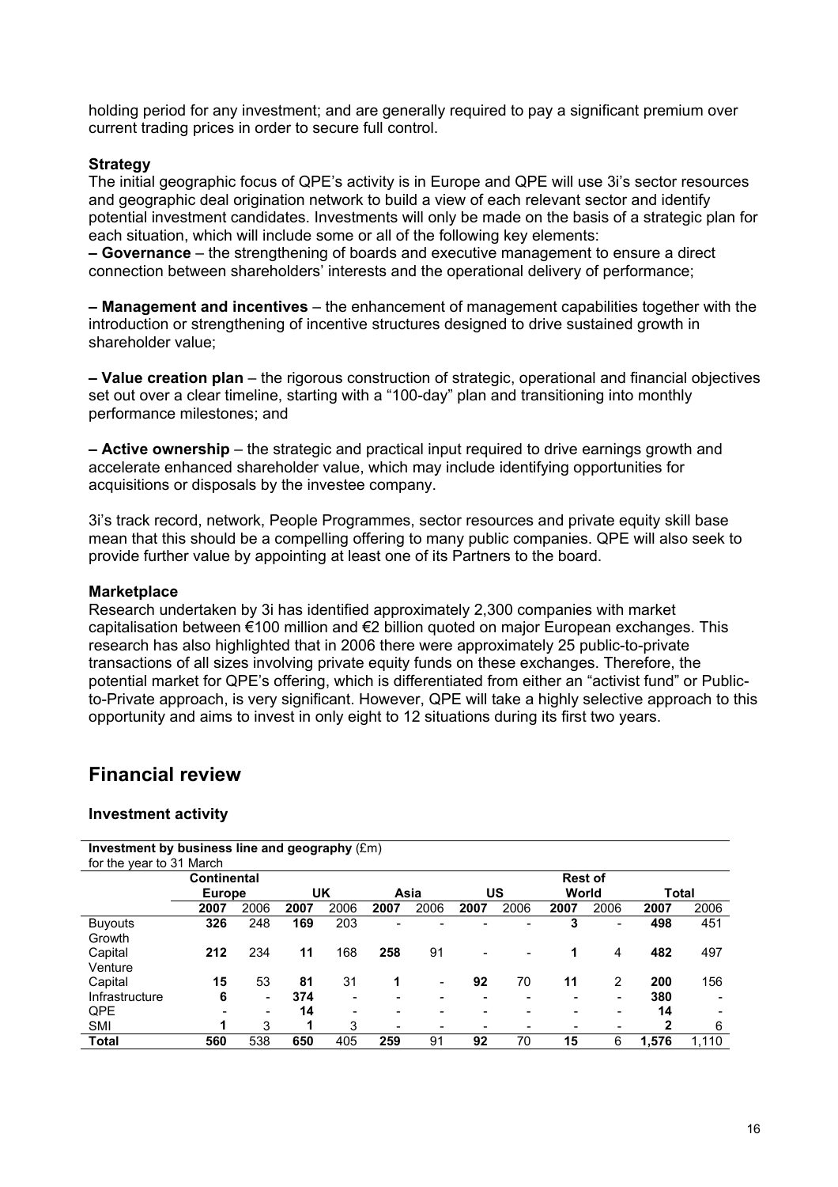holding period for any investment; and are generally required to pay a significant premium over current trading prices in order to secure full control.

**Strategy**

The initial geographic focus of QPE's activity is in Europe and QPE will use 3i's sector resources and geographic deal origination network to build a view of each relevant sector and identify potential investment candidates. Investments will only be made on the basis of a strategic plan for each situation, which will include some or all of the following key elements:

**– Governance** – the strengthening of boards and executive management to ensure a direct connection between shareholders' interests and the operational delivery of performance;

**– Management and incentives** – the enhancement of management capabilities together with the introduction or strengthening of incentive structures designed to drive sustained growth in shareholder value;

**– Value creation plan** – the rigorous construction of strategic, operational and financial objectives set out over a clear timeline, starting with a "100-day" plan and transitioning into monthly performance milestones; and

**– Active ownership** – the strategic and practical input required to drive earnings growth and accelerate enhanced shareholder value, which may include identifying opportunities for acquisitions or disposals by the investee company.

3i's track record, network, People Programmes, sector resources and private equity skill base mean that this should be a compelling offering to many public companies. QPE will also seek to provide further value by appointing at least one of its Partners to the board.

**Marketplace**

Research undertaken by 3i has identified approximately 2,300 companies with market capitalisation between €100 million and €2 billion quoted on major European exchanges. This research has also highlighted that in 2006 there were approximately 25 public-to-private transactions of all sizes involving private equity funds on these exchanges. Therefore, the potential market for QPE's offering, which is differentiated from either an "activist fund" or Public-to-Private approach, is very significant. However, QPE will take a highly selective approach to this opportunity and aims to invest in only eight to 12 situations during its first two years.

## Financial review

### Investment activity

**Investment by business line and geography** (£m)
for the year to 31 March

| | Continental Europe | | UK | | Asia | | US | | Rest of World | | Total | |
|---|---|---|---|---|---|---|---|---|---|---|---|---|
| | **2007** | 2006 | **2007** | 2006 | **2007** | 2006 | **2007** | 2006 | **2007** | 2006 | **2007** | 2006 |
| Buyouts | **326** | 248 | **169** | 203 | **-** | - | **-** | - | **3** | - | **498** | 451 |
| Growth Capital | **212** | 234 | **11** | 168 | **258** | 91 | **-** | - | **1** | 4 | **482** | 497 |
| Venture Capital | **15** | 53 | **81** | 31 | **1** | - | **92** | 70 | **11** | 2 | **200** | 156 |
| Infrastructure | **6** | - | **374** | - | **-** | - | **-** | - | **-** | - | **380** | - |
| QPE | **-** | - | **14** | - | **-** | - | **-** | - | **-** | - | **14** | - |
| SMI | **1** | 3 | **1** | 3 | **-** | - | **-** | - | **-** | - | **2** | 6 |
| **Total** | **560** | 538 | **650** | 405 | **259** | 91 | **92** | 70 | **15** | 6 | **1,576** | 1,110 |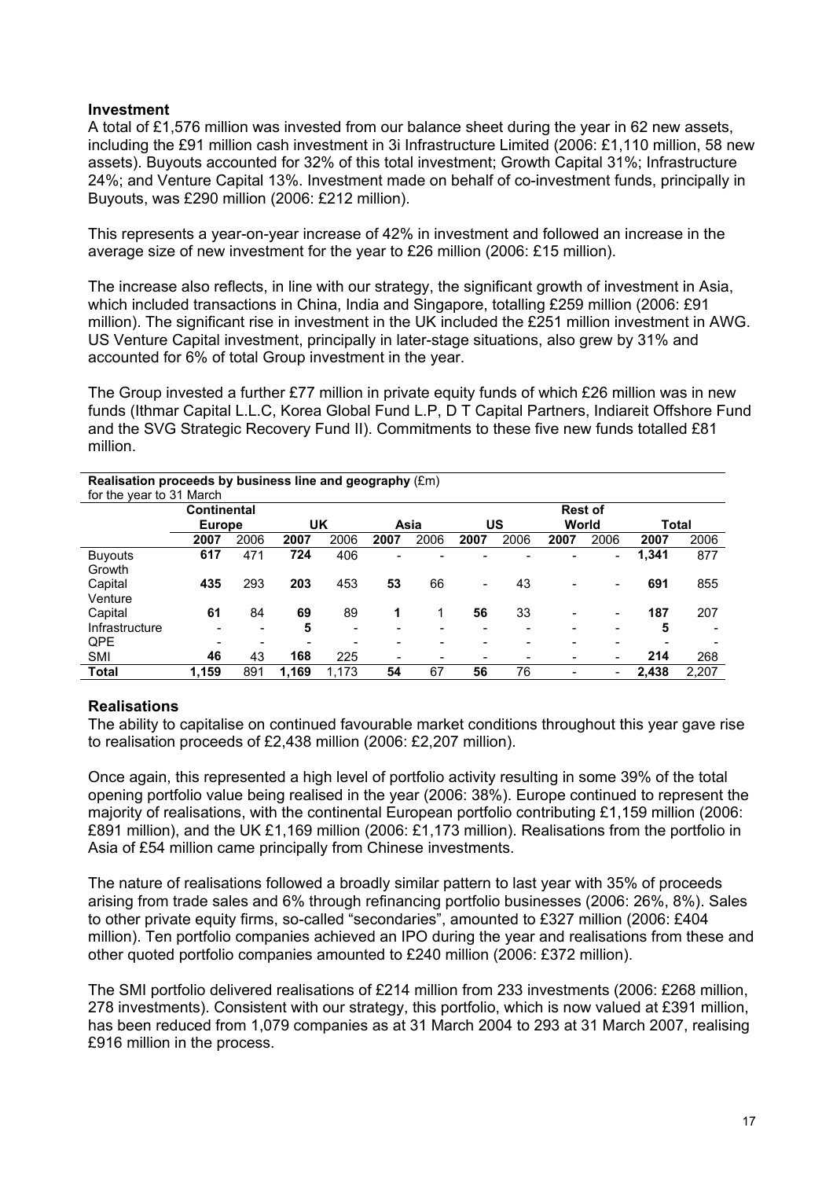## Investment

A total of £1,576 million was invested from our balance sheet during the year in 62 new assets, including the £91 million cash investment in 3i Infrastructure Limited (2006: £1,110 million, 58 new assets). Buyouts accounted for 32% of this total investment; Growth Capital 31%; Infrastructure 24%; and Venture Capital 13%. Investment made on behalf of co-investment funds, principally in Buyouts, was £290 million (2006: £212 million).

This represents a year-on-year increase of 42% in investment and followed an increase in the average size of new investment for the year to £26 million (2006: £15 million).

The increase also reflects, in line with our strategy, the significant growth of investment in Asia, which included transactions in China, India and Singapore, totalling £259 million (2006: £91 million). The significant rise in investment in the UK included the £251 million investment in AWG. US Venture Capital investment, principally in later-stage situations, also grew by 31% and accounted for 6% of total Group investment in the year.

The Group invested a further £77 million in private equity funds of which £26 million was in new funds (Ithmar Capital L.L.C, Korea Global Fund L.P, D T Capital Partners, Indiareit Offshore Fund and the SVG Strategic Recovery Fund II). Commitments to these five new funds totalled £81 million.

**Realisation proceeds by business line and geography** (£m)
for the year to 31 March

| | Continental Europe | | UK | | Asia | | US | | Rest of World | | Total | |
|---|---|---|---|---|---|---|---|---|---|---|---|---|
| | **2007** | 2006 | **2007** | 2006 | **2007** | 2006 | **2007** | 2006 | **2007** | 2006 | **2007** | 2006 |
| Buyouts | **617** | 471 | **724** | 406 | - | - | - | - | - | - | **1,341** | 877 |
| Growth Capital | **435** | 293 | **203** | 453 | **53** | 66 | - | 43 | - | - | **691** | 855 |
| Venture Capital | **61** | 84 | **69** | 89 | **1** | 1 | **56** | 33 | - | - | **187** | 207 |
| Infrastructure | - | - | **5** | - | - | - | - | - | - | - | **5** | - |
| QPE | - | - | - | - | - | - | - | - | - | - | - | - |
| SMI | **46** | 43 | **168** | 225 | - | - | - | - | - | - | **214** | 268 |
| **Total** | **1,159** | 891 | **1,169** | 1,173 | **54** | 67 | **56** | 76 | - | - | **2,438** | 2,207 |

## Realisations

The ability to capitalise on continued favourable market conditions throughout this year gave rise to realisation proceeds of £2,438 million (2006: £2,207 million).

Once again, this represented a high level of portfolio activity resulting in some 39% of the total opening portfolio value being realised in the year (2006: 38%). Europe continued to represent the majority of realisations, with the continental European portfolio contributing £1,159 million (2006: £891 million), and the UK £1,169 million (2006: £1,173 million). Realisations from the portfolio in Asia of £54 million came principally from Chinese investments.

The nature of realisations followed a broadly similar pattern to last year with 35% of proceeds arising from trade sales and 6% through refinancing portfolio businesses (2006: 26%, 8%). Sales to other private equity firms, so-called "secondaries", amounted to £327 million (2006: £404 million). Ten portfolio companies achieved an IPO during the year and realisations from these and other quoted portfolio companies amounted to £240 million (2006: £372 million).

The SMI portfolio delivered realisations of £214 million from 233 investments (2006: £268 million, 278 investments). Consistent with our strategy, this portfolio, which is now valued at £391 million, has been reduced from 1,079 companies as at 31 March 2004 to 293 at 31 March 2007, realising £916 million in the process.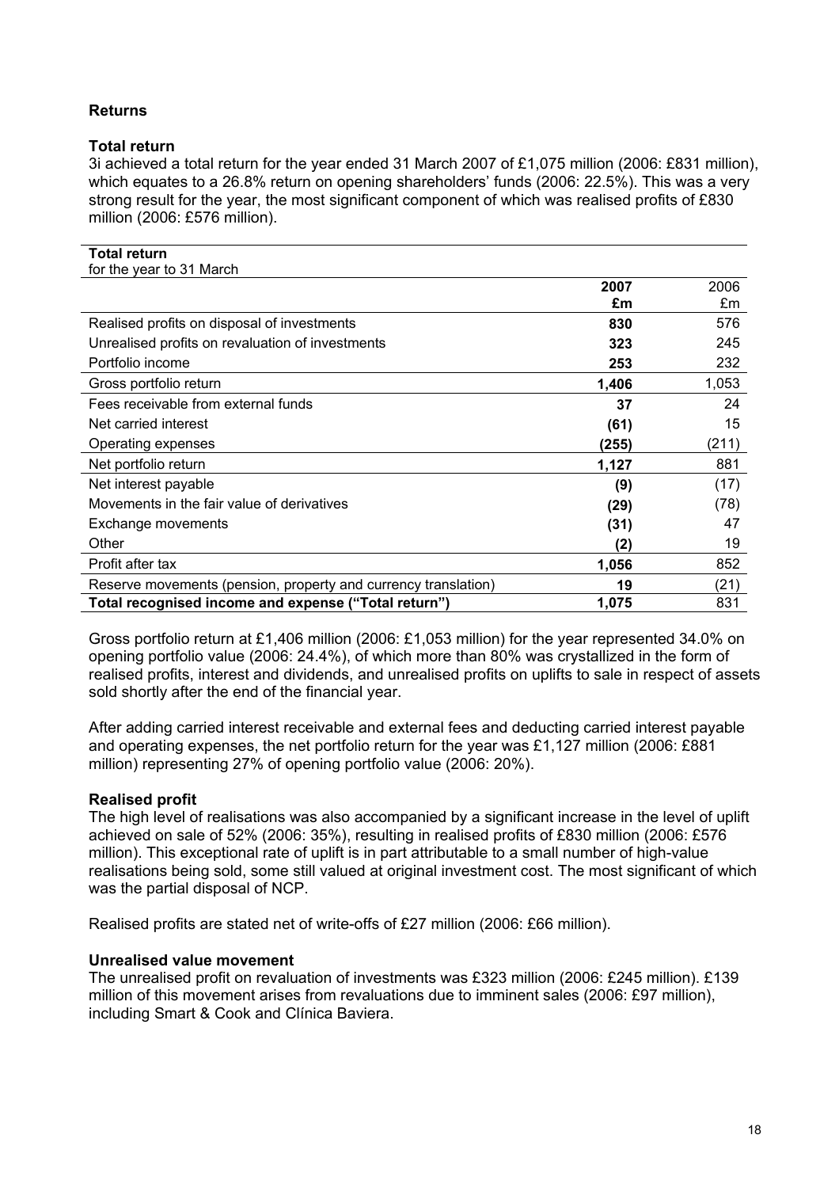## Returns

### Total return

3i achieved a total return for the year ended 31 March 2007 of £1,075 million (2006: £831 million), which equates to a 26.8% return on opening shareholders' funds (2006: 22.5%). This was a very strong result for the year, the most significant component of which was realised profits of £830 million (2006: £576 million).

**Total return**
for the year to 31 March

| | **2007** **£m** | 2006 £m |
|---|---|---|
| Realised profits on disposal of investments | **830** | 576 |
| Unrealised profits on revaluation of investments | **323** | 245 |
| Portfolio income | **253** | 232 |
| Gross portfolio return | **1,406** | 1,053 |
| Fees receivable from external funds | **37** | 24 |
| Net carried interest | **(61)** | 15 |
| Operating expenses | **(255)** | (211) |
| Net portfolio return | **1,127** | 881 |
| Net interest payable | **(9)** | (17) |
| Movements in the fair value of derivatives | **(29)** | (78) |
| Exchange movements | **(31)** | 47 |
| Other | **(2)** | 19 |
| Profit after tax | **1,056** | 852 |
| Reserve movements (pension, property and currency translation) | **19** | (21) |
| **Total recognised income and expense ("Total return")** | **1,075** | 831 |

Gross portfolio return at £1,406 million (2006: £1,053 million) for the year represented 34.0% on opening portfolio value (2006: 24.4%), of which more than 80% was crystallized in the form of realised profits, interest and dividends, and unrealised profits on uplifts to sale in respect of assets sold shortly after the end of the financial year.

After adding carried interest receivable and external fees and deducting carried interest payable and operating expenses, the net portfolio return for the year was £1,127 million (2006: £881 million) representing 27% of opening portfolio value (2006: 20%).

### Realised profit

The high level of realisations was also accompanied by a significant increase in the level of uplift achieved on sale of 52% (2006: 35%), resulting in realised profits of £830 million (2006: £576 million). This exceptional rate of uplift is in part attributable to a small number of high-value realisations being sold, some still valued at original investment cost. The most significant of which was the partial disposal of NCP.

Realised profits are stated net of write-offs of £27 million (2006: £66 million).

### Unrealised value movement

The unrealised profit on revaluation of investments was £323 million (2006: £245 million). £139 million of this movement arises from revaluations due to imminent sales (2006: £97 million), including Smart & Cook and Clínica Baviera.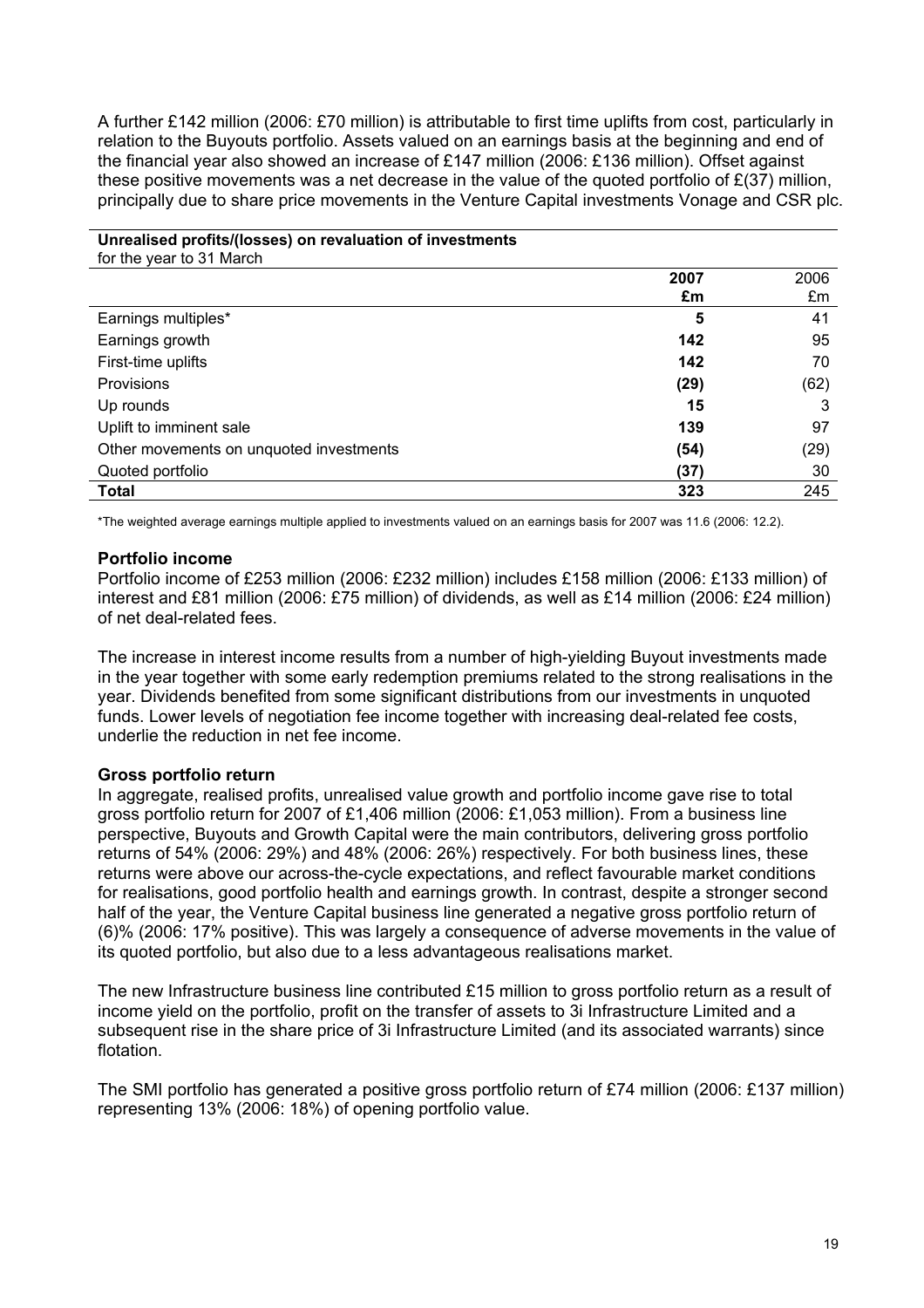A further £142 million (2006: £70 million) is attributable to first time uplifts from cost, particularly in relation to the Buyouts portfolio. Assets valued on an earnings basis at the beginning and end of the financial year also showed an increase of £147 million (2006: £136 million). Offset against these positive movements was a net decrease in the value of the quoted portfolio of £(37) million, principally due to share price movements in the Venture Capital investments Vonage and CSR plc.

**Unrealised profits/(losses) on revaluation of investments**
for the year to 31 March

| | 2007 £m | 2006 £m |
|---|---|---|
| Earnings multiples* | **5** | 41 |
| Earnings growth | **142** | 95 |
| First-time uplifts | **142** | 70 |
| Provisions | **(29)** | (62) |
| Up rounds | **15** | 3 |
| Uplift to imminent sale | **139** | 97 |
| Other movements on unquoted investments | **(54)** | (29) |
| Quoted portfolio | **(37)** | 30 |
| **Total** | **323** | 245 |

*The weighted average earnings multiple applied to investments valued on an earnings basis for 2007 was 11.6 (2006: 12.2).

### Portfolio income

Portfolio income of £253 million (2006: £232 million) includes £158 million (2006: £133 million) of interest and £81 million (2006: £75 million) of dividends, as well as £14 million (2006: £24 million) of net deal-related fees.

The increase in interest income results from a number of high-yielding Buyout investments made in the year together with some early redemption premiums related to the strong realisations in the year. Dividends benefited from some significant distributions from our investments in unquoted funds. Lower levels of negotiation fee income together with increasing deal-related fee costs, underlie the reduction in net fee income.

### Gross portfolio return

In aggregate, realised profits, unrealised value growth and portfolio income gave rise to total gross portfolio return for 2007 of £1,406 million (2006: £1,053 million). From a business line perspective, Buyouts and Growth Capital were the main contributors, delivering gross portfolio returns of 54% (2006: 29%) and 48% (2006: 26%) respectively. For both business lines, these returns were above our across-the-cycle expectations, and reflect favourable market conditions for realisations, good portfolio health and earnings growth. In contrast, despite a stronger second half of the year, the Venture Capital business line generated a negative gross portfolio return of (6)% (2006: 17% positive). This was largely a consequence of adverse movements in the value of its quoted portfolio, but also due to a less advantageous realisations market.

The new Infrastructure business line contributed £15 million to gross portfolio return as a result of income yield on the portfolio, profit on the transfer of assets to 3i Infrastructure Limited and a subsequent rise in the share price of 3i Infrastructure Limited (and its associated warrants) since flotation.

The SMI portfolio has generated a positive gross portfolio return of £74 million (2006: £137 million) representing 13% (2006: 18%) of opening portfolio value.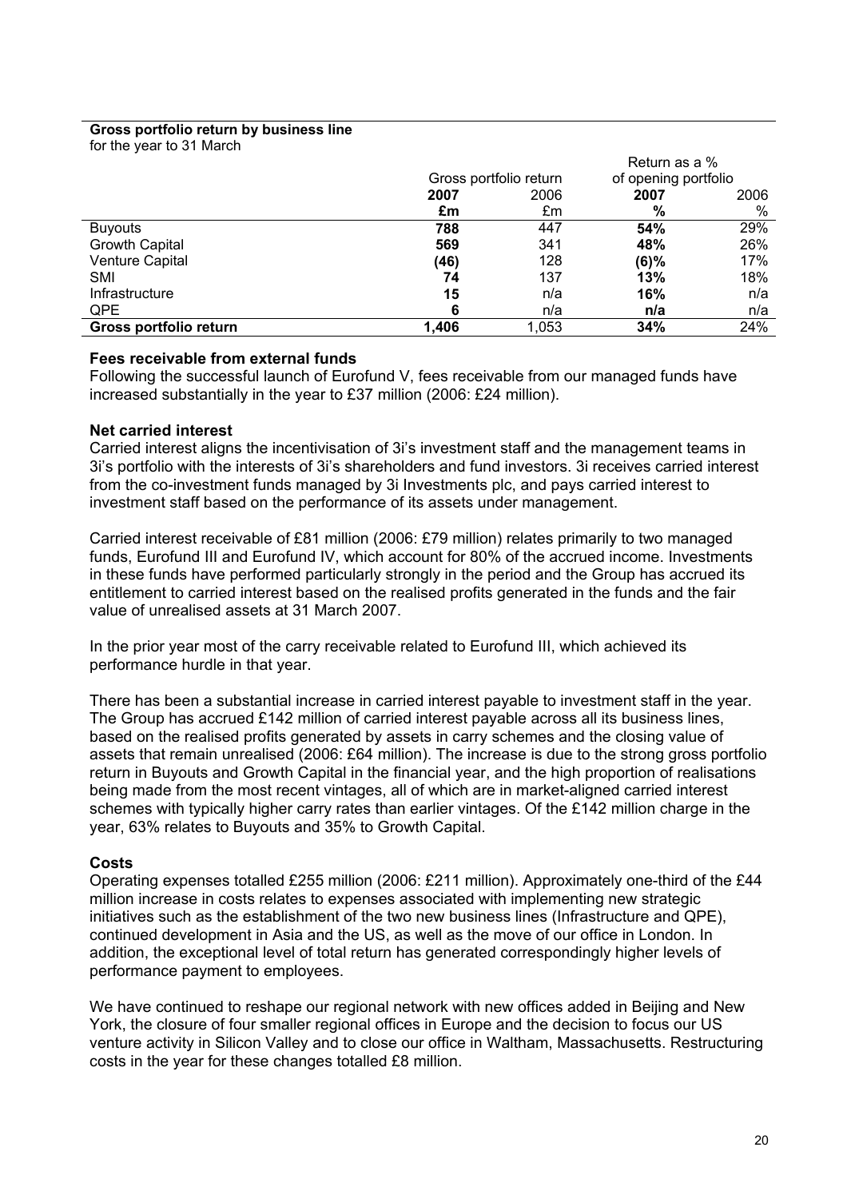**Gross portfolio return by business line**
for the year to 31 March

| | Gross portfolio return | | Return as a % of opening portfolio | |
|---|---|---|---|---|
| | **2007** | 2006 | **2007** | 2006 |
| | **£m** | £m | **%** | % |
| Buyouts | **788** | 447 | **54%** | 29% |
| Growth Capital | **569** | 341 | **48%** | 26% |
| Venture Capital | **(46)** | 128 | **(6)%** | 17% |
| SMI | **74** | 137 | **13%** | 18% |
| Infrastructure | **15** | n/a | **16%** | n/a |
| QPE | **6** | n/a | **n/a** | n/a |
| **Gross portfolio return** | **1,406** | 1,053 | **34%** | 24% |

**Fees receivable from external funds**

Following the successful launch of Eurofund V, fees receivable from our managed funds have increased substantially in the year to £37 million (2006: £24 million).

**Net carried interest**

Carried interest aligns the incentivisation of 3i's investment staff and the management teams in 3i's portfolio with the interests of 3i's shareholders and fund investors. 3i receives carried interest from the co-investment funds managed by 3i Investments plc, and pays carried interest to investment staff based on the performance of its assets under management.

Carried interest receivable of £81 million (2006: £79 million) relates primarily to two managed funds, Eurofund III and Eurofund IV, which account for 80% of the accrued income. Investments in these funds have performed particularly strongly in the period and the Group has accrued its entitlement to carried interest based on the realised profits generated in the funds and the fair value of unrealised assets at 31 March 2007.

In the prior year most of the carry receivable related to Eurofund III, which achieved its performance hurdle in that year.

There has been a substantial increase in carried interest payable to investment staff in the year. The Group has accrued £142 million of carried interest payable across all its business lines, based on the realised profits generated by assets in carry schemes and the closing value of assets that remain unrealised (2006: £64 million). The increase is due to the strong gross portfolio return in Buyouts and Growth Capital in the financial year, and the high proportion of realisations being made from the most recent vintages, all of which are in market-aligned carried interest schemes with typically higher carry rates than earlier vintages. Of the £142 million charge in the year, 63% relates to Buyouts and 35% to Growth Capital.

**Costs**

Operating expenses totalled £255 million (2006: £211 million). Approximately one-third of the £44 million increase in costs relates to expenses associated with implementing new strategic initiatives such as the establishment of the two new business lines (Infrastructure and QPE), continued development in Asia and the US, as well as the move of our office in London. In addition, the exceptional level of total return has generated correspondingly higher levels of performance payment to employees.

We have continued to reshape our regional network with new offices added in Beijing and New York, the closure of four smaller regional offices in Europe and the decision to focus our US venture activity in Silicon Valley and to close our office in Waltham, Massachusetts. Restructuring costs in the year for these changes totalled £8 million.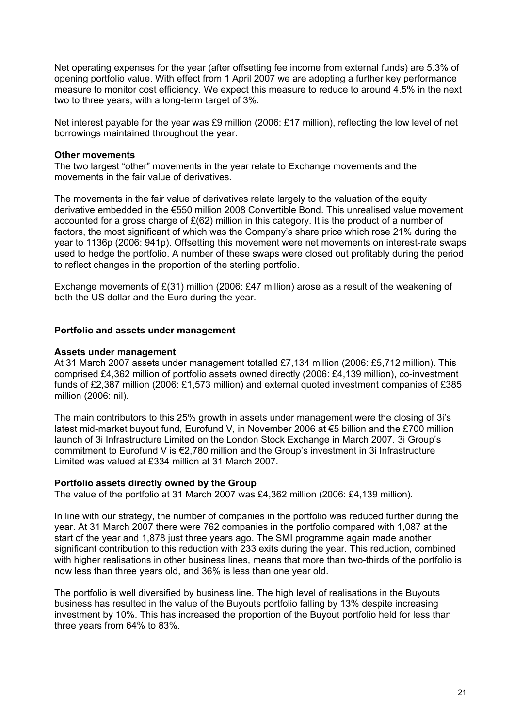Net operating expenses for the year (after offsetting fee income from external funds) are 5.3% of opening portfolio value. With effect from 1 April 2007 we are adopting a further key performance measure to monitor cost efficiency. We expect this measure to reduce to around 4.5% in the next two to three years, with a long-term target of 3%.

Net interest payable for the year was £9 million (2006: £17 million), reflecting the low level of net borrowings maintained throughout the year.

**Other movements**

The two largest "other" movements in the year relate to Exchange movements and the movements in the fair value of derivatives.

The movements in the fair value of derivatives relate largely to the valuation of the equity derivative embedded in the €550 million 2008 Convertible Bond. This unrealised value movement accounted for a gross charge of £(62) million in this category. It is the product of a number of factors, the most significant of which was the Company's share price which rose 21% during the year to 1136p (2006: 941p). Offsetting this movement were net movements on interest-rate swaps used to hedge the portfolio. A number of these swaps were closed out profitably during the period to reflect changes in the proportion of the sterling portfolio.

Exchange movements of £(31) million (2006: £47 million) arose as a result of the weakening of both the US dollar and the Euro during the year.

## Portfolio and assets under management

**Assets under management**

At 31 March 2007 assets under management totalled £7,134 million (2006: £5,712 million). This comprised £4,362 million of portfolio assets owned directly (2006: £4,139 million), co-investment funds of £2,387 million (2006: £1,573 million) and external quoted investment companies of £385 million (2006: nil).

The main contributors to this 25% growth in assets under management were the closing of 3i's latest mid-market buyout fund, Eurofund V, in November 2006 at €5 billion and the £700 million launch of 3i Infrastructure Limited on the London Stock Exchange in March 2007. 3i Group's commitment to Eurofund V is €2,780 million and the Group's investment in 3i Infrastructure Limited was valued at £334 million at 31 March 2007.

**Portfolio assets directly owned by the Group**

The value of the portfolio at 31 March 2007 was £4,362 million (2006: £4,139 million).

In line with our strategy, the number of companies in the portfolio was reduced further during the year. At 31 March 2007 there were 762 companies in the portfolio compared with 1,087 at the start of the year and 1,878 just three years ago. The SMI programme again made another significant contribution to this reduction with 233 exits during the year. This reduction, combined with higher realisations in other business lines, means that more than two-thirds of the portfolio is now less than three years old, and 36% is less than one year old.

The portfolio is well diversified by business line. The high level of realisations in the Buyouts business has resulted in the value of the Buyouts portfolio falling by 13% despite increasing investment by 10%. This has increased the proportion of the Buyout portfolio held for less than three years from 64% to 83%.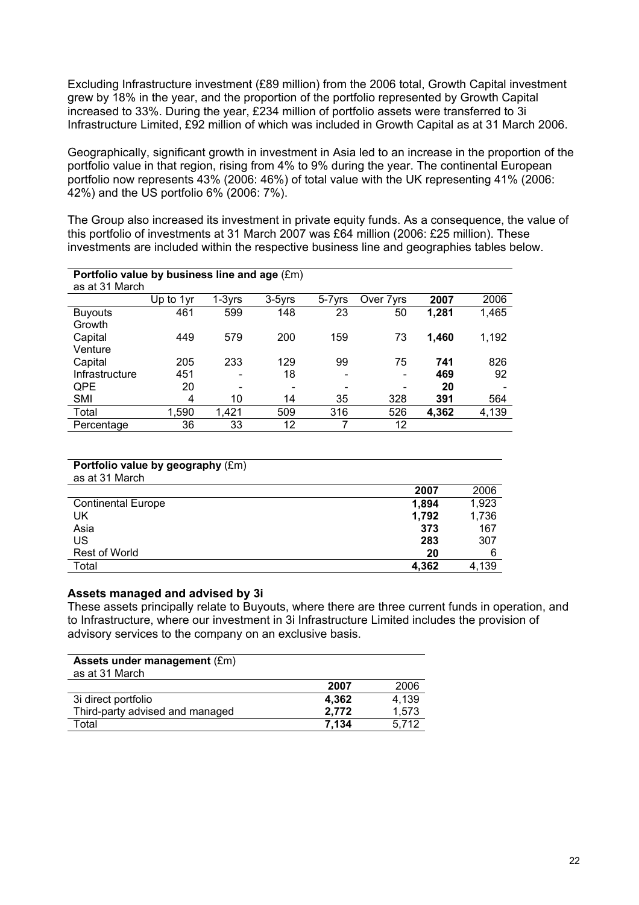Excluding Infrastructure investment (£89 million) from the 2006 total, Growth Capital investment grew by 18% in the year, and the proportion of the portfolio represented by Growth Capital increased to 33%. During the year, £234 million of portfolio assets were transferred to 3i Infrastructure Limited, £92 million of which was included in Growth Capital as at 31 March 2006.

Geographically, significant growth in investment in Asia led to an increase in the proportion of the portfolio value in that region, rising from 4% to 9% during the year. The continental European portfolio now represents 43% (2006: 46%) of total value with the UK representing 41% (2006: 42%) and the US portfolio 6% (2006: 7%).

The Group also increased its investment in private equity funds. As a consequence, the value of this portfolio of investments at 31 March 2007 was £64 million (2006: £25 million). These investments are included within the respective business line and geographies tables below.

**Portfolio value by business line and age** (£m)
as at 31 March

| | Up to 1yr | 1-3yrs | 3-5yrs | 5-7yrs | Over 7yrs | **2007** | 2006 |
|---|---|---|---|---|---|---|---|
| Buyouts | 461 | 599 | 148 | 23 | 50 | **1,281** | 1,465 |
| Growth Capital | 449 | 579 | 200 | 159 | 73 | **1,460** | 1,192 |
| Venture Capital | 205 | 233 | 129 | 99 | 75 | **741** | 826 |
| Infrastructure | 451 | - | 18 | - | - | **469** | 92 |
| QPE | 20 | - | - | - | - | **20** | - |
| SMI | 4 | 10 | 14 | 35 | 328 | **391** | 564 |
| Total | 1,590 | 1,421 | 509 | 316 | 526 | **4,362** | 4,139 |
| Percentage | 36 | 33 | 12 | 7 | 12 | | |

**Portfolio value by geography** (£m)
as at 31 March

| | **2007** | 2006 |
|---|---|---|
| Continental Europe | **1,894** | 1,923 |
| UK | **1,792** | 1,736 |
| Asia | **373** | 167 |
| US | **283** | 307 |
| Rest of World | **20** | 6 |
| Total | **4,362** | 4,139 |

### Assets managed and advised by 3i

These assets principally relate to Buyouts, where there are three current funds in operation, and to Infrastructure, where our investment in 3i Infrastructure Limited includes the provision of advisory services to the company on an exclusive basis.

**Assets under management** (£m)
as at 31 March

| | **2007** | 2006 |
|---|---|---|
| 3i direct portfolio | **4,362** | 4,139 |
| Third-party advised and managed | **2,772** | 1,573 |
| Total | **7,134** | 5,712 |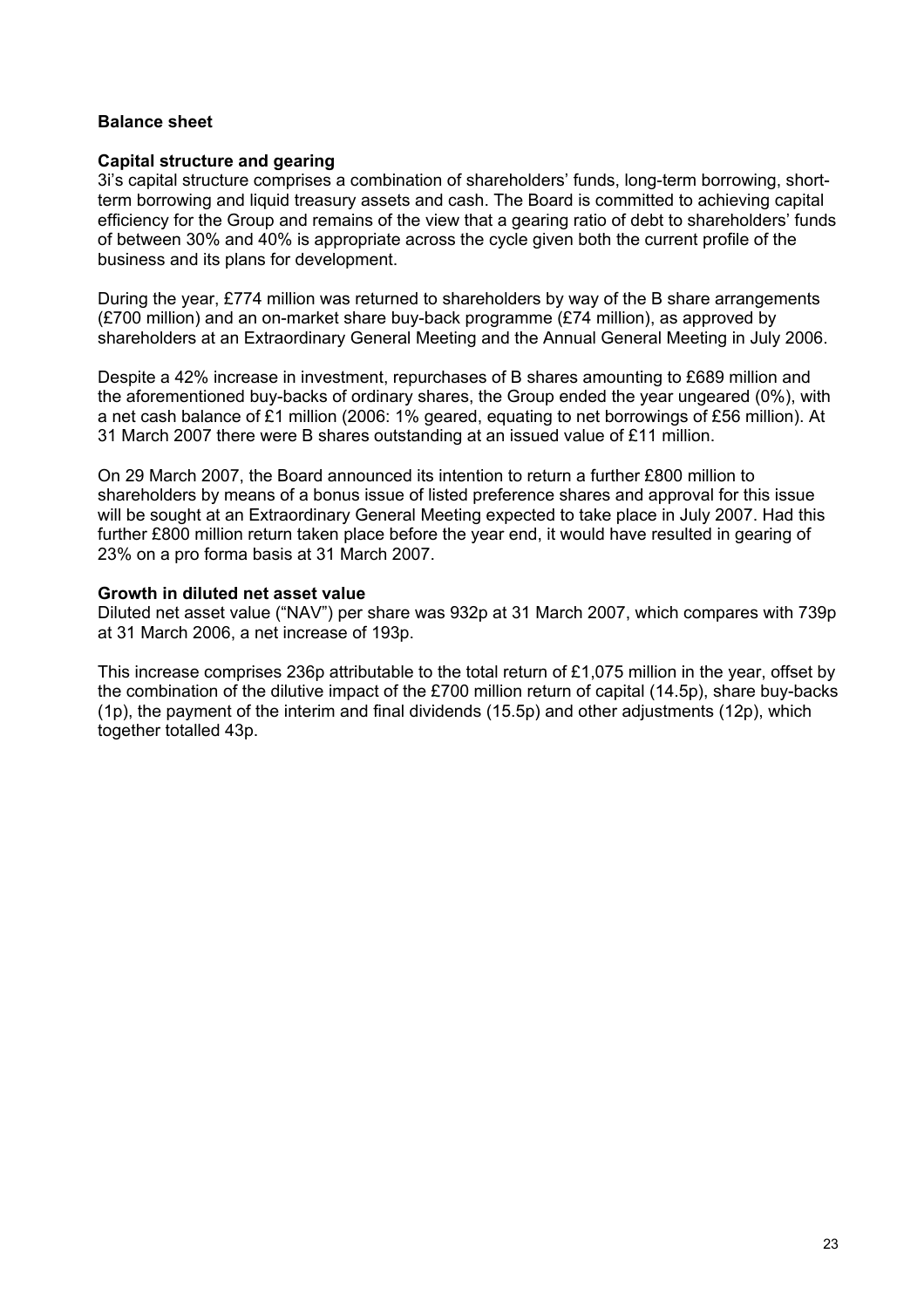## Balance sheet

### Capital structure and gearing

3i's capital structure comprises a combination of shareholders' funds, long-term borrowing, short-term borrowing and liquid treasury assets and cash. The Board is committed to achieving capital efficiency for the Group and remains of the view that a gearing ratio of debt to shareholders' funds of between 30% and 40% is appropriate across the cycle given both the current profile of the business and its plans for development.

During the year, £774 million was returned to shareholders by way of the B share arrangements (£700 million) and an on-market share buy-back programme (£74 million), as approved by shareholders at an Extraordinary General Meeting and the Annual General Meeting in July 2006.

Despite a 42% increase in investment, repurchases of B shares amounting to £689 million and the aforementioned buy-backs of ordinary shares, the Group ended the year ungeared (0%), with a net cash balance of £1 million (2006: 1% geared, equating to net borrowings of £56 million). At 31 March 2007 there were B shares outstanding at an issued value of £11 million.

On 29 March 2007, the Board announced its intention to return a further £800 million to shareholders by means of a bonus issue of listed preference shares and approval for this issue will be sought at an Extraordinary General Meeting expected to take place in July 2007. Had this further £800 million return taken place before the year end, it would have resulted in gearing of 23% on a pro forma basis at 31 March 2007.

### Growth in diluted net asset value

Diluted net asset value ("NAV") per share was 932p at 31 March 2007, which compares with 739p at 31 March 2006, a net increase of 193p.

This increase comprises 236p attributable to the total return of £1,075 million in the year, offset by the combination of the dilutive impact of the £700 million return of capital (14.5p), share buy-backs (1p), the payment of the interim and final dividends (15.5p) and other adjustments (12p), which together totalled 43p.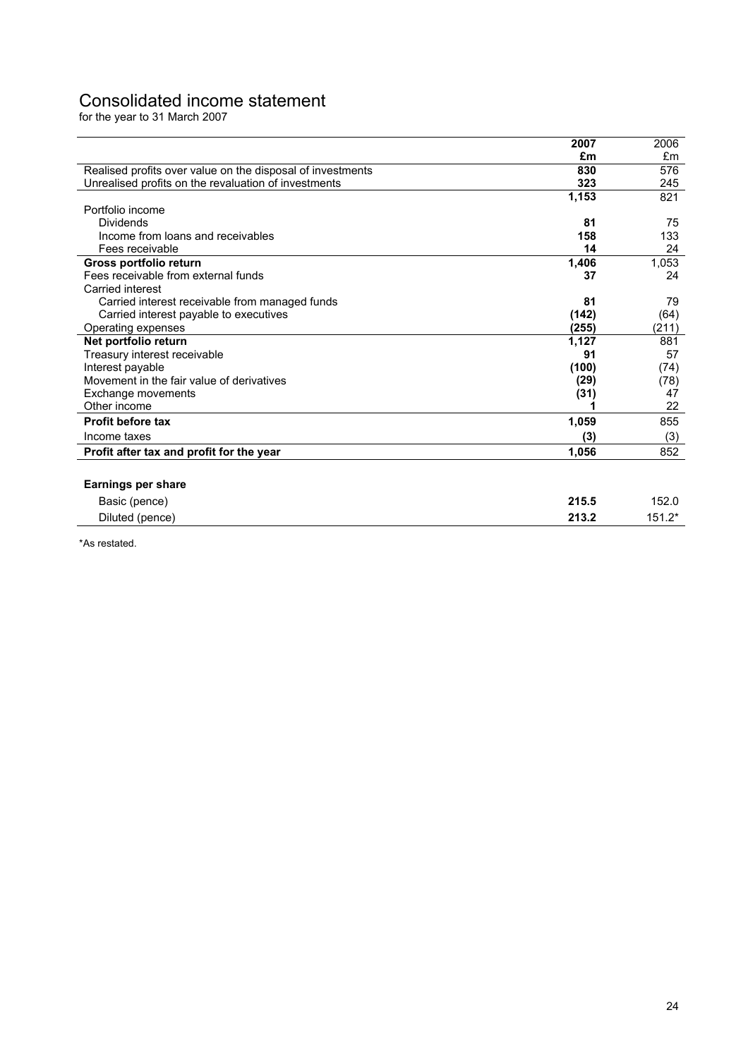# Consolidated income statement

for the year to 31 March 2007

| | **2007** | 2006 |
|---|---|---|
| | **£m** | £m |
| Realised profits over value on the disposal of investments | **830** | 576 |
| Unrealised profits on the revaluation of investments | **323** | 245 |
| | **1,153** | 821 |
| Portfolio income | | |
| Dividends | **81** | 75 |
| Income from loans and receivables | **158** | 133 |
| Fees receivable | **14** | 24 |
| **Gross portfolio return** | **1,406** | 1,053 |
| Fees receivable from external funds | **37** | 24 |
| Carried interest | | |
| Carried interest receivable from managed funds | **81** | 79 |
| Carried interest payable to executives | **(142)** | (64) |
| Operating expenses | **(255)** | (211) |
| **Net portfolio return** | **1,127** | 881 |
| Treasury interest receivable | **91** | 57 |
| Interest payable | **(100)** | (74) |
| Movement in the fair value of derivatives | **(29)** | (78) |
| Exchange movements | **(31)** | 47 |
| Other income | **1** | 22 |
| **Profit before tax** | **1,059** | 855 |
| Income taxes | **(3)** | (3) |
| **Profit after tax and profit for the year** | **1,056** | 852 |
| | | |
| **Earnings per share** | | |
| Basic (pence) | **215.5** | 152.0 |
| Diluted (pence) | **213.2** | 151.2* |

*As restated.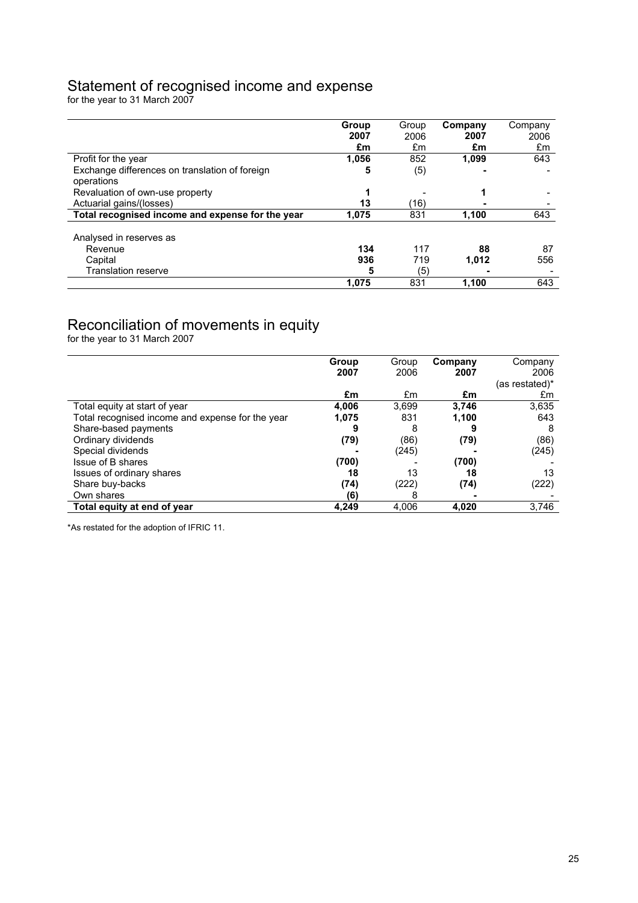## Statement of recognised income and expense

for the year to 31 March 2007

| | **Group 2007 £m** | Group 2006 £m | **Company 2007 £m** | Company 2006 £m |
|---|---|---|---|---|
| Profit for the year | **1,056** | 852 | **1,099** | 643 |
| Exchange differences on translation of foreign operations | **5** | (5) | **-** | - |
| Revaluation of own-use property | **1** | - | **1** | - |
| Actuarial gains/(losses) | **13** | (16) | **-** | - |
| **Total recognised income and expense for the year** | **1,075** | 831 | **1,100** | 643 |
| Analysed in reserves as | | | | |
| Revenue | **134** | 117 | **88** | 87 |
| Capital | **936** | 719 | **1,012** | 556 |
| Translation reserve | **5** | (5) | **-** | - |
| | **1,075** | 831 | **1,100** | 643 |

## Reconciliation of movements in equity

for the year to 31 March 2007

| | **Group 2007 £m** | Group 2006 £m | **Company 2007 £m** | Company 2006 (as restated)* £m |
|---|---|---|---|---|
| Total equity at start of year | **4,006** | 3,699 | **3,746** | 3,635 |
| Total recognised income and expense for the year | **1,075** | 831 | **1,100** | 643 |
| Share-based payments | **9** | 8 | **9** | 8 |
| Ordinary dividends | **(79)** | (86) | **(79)** | (86) |
| Special dividends | **-** | (245) | **-** | (245) |
| Issue of B shares | **(700)** | - | **(700)** | - |
| Issues of ordinary shares | **18** | 13 | **18** | 13 |
| Share buy-backs | **(74)** | (222) | **(74)** | (222) |
| Own shares | **(6)** | 8 | **-** | - |
| **Total equity at end of year** | **4,249** | 4,006 | **4,020** | 3,746 |

*As restated for the adoption of IFRIC 11.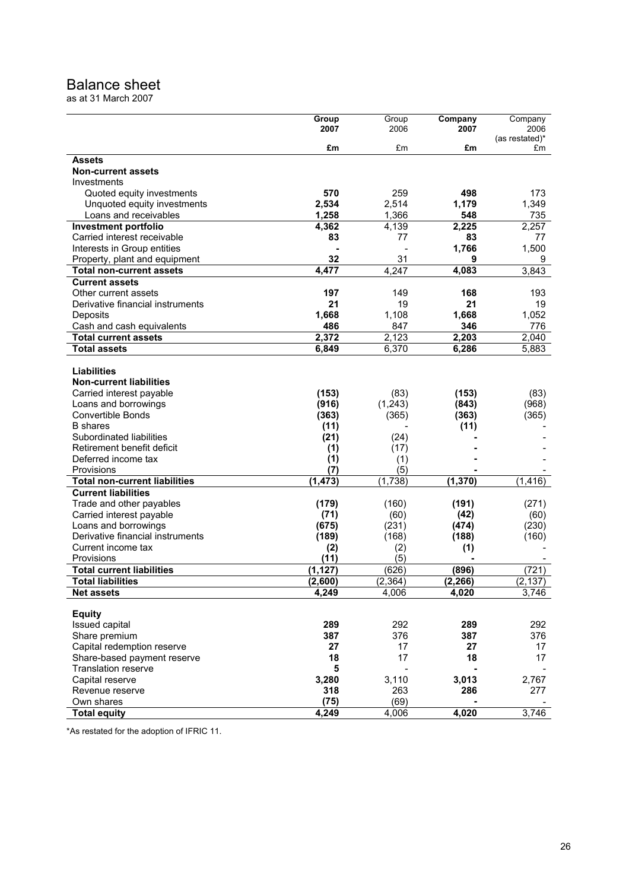# Balance sheet

as at 31 March 2007

| | Group 2007 £m | Group 2006 £m | Company 2007 £m | Company 2006 (as restated)* £m |
|---|---|---|---|---|
| **Assets** | | | | |
| **Non-current assets** | | | | |
| Investments | | | | |
| Quoted equity investments | **570** | 259 | **498** | 173 |
| Unquoted equity investments | **2,534** | 2,514 | **1,179** | 1,349 |
| Loans and receivables | **1,258** | 1,366 | **548** | 735 |
| **Investment portfolio** | **4,362** | 4,139 | **2,225** | 2,257 |
| Carried interest receivable | **83** | 77 | **83** | 77 |
| Interests in Group entities | **-** | - | **1,766** | 1,500 |
| Property, plant and equipment | **32** | 31 | **9** | 9 |
| **Total non-current assets** | **4,477** | 4,247 | **4,083** | 3,843 |
| **Current assets** | | | | |
| Other current assets | **197** | 149 | **168** | 193 |
| Derivative financial instruments | **21** | 19 | **21** | 19 |
| Deposits | **1,668** | 1,108 | **1,668** | 1,052 |
| Cash and cash equivalents | **486** | 847 | **346** | 776 |
| **Total current assets** | **2,372** | 2,123 | **2,203** | 2,040 |
| **Total assets** | **6,849** | 6,370 | **6,286** | 5,883 |
| | | | | |
| **Liabilities** | | | | |
| **Non-current liabilities** | | | | |
| Carried interest payable | **(153)** | (83) | **(153)** | (83) |
| Loans and borrowings | **(916)** | (1,243) | **(843)** | (968) |
| Convertible Bonds | **(363)** | (365) | **(363)** | (365) |
| B shares | **(11)** | - | **(11)** | - |
| Subordinated liabilities | **(21)** | (24) | **-** | - |
| Retirement benefit deficit | **(1)** | (17) | **-** | - |
| Deferred income tax | **(1)** | (1) | **-** | - |
| Provisions | **(7)** | (5) | **-** | - |
| **Total non-current liabilities** | **(1,473)** | (1,738) | **(1,370)** | (1,416) |
| **Current liabilities** | | | | |
| Trade and other payables | **(179)** | (160) | **(191)** | (271) |
| Carried interest payable | **(71)** | (60) | **(42)** | (60) |
| Loans and borrowings | **(675)** | (231) | **(474)** | (230) |
| Derivative financial instruments | **(189)** | (168) | **(188)** | (160) |
| Current income tax | **(2)** | (2) | **(1)** | - |
| Provisions | **(11)** | (5) | **-** | - |
| **Total current liabilities** | **(1,127)** | (626) | **(896)** | (721) |
| **Total liabilities** | **(2,600)** | (2,364) | **(2,266)** | (2,137) |
| **Net assets** | **4,249** | 4,006 | **4,020** | 3,746 |
| | | | | |
| **Equity** | | | | |
| Issued capital | **289** | 292 | **289** | 292 |
| Share premium | **387** | 376 | **387** | 376 |
| Capital redemption reserve | **27** | 17 | **27** | 17 |
| Share-based payment reserve | **18** | 17 | **18** | 17 |
| Translation reserve | **5** | - | **-** | - |
| Capital reserve | **3,280** | 3,110 | **3,013** | 2,767 |
| Revenue reserve | **318** | 263 | **286** | 277 |
| Own shares | **(75)** | (69) | **-** | - |
| **Total equity** | **4,249** | 4,006 | **4,020** | 3,746 |

*As restated for the adoption of IFRIC 11.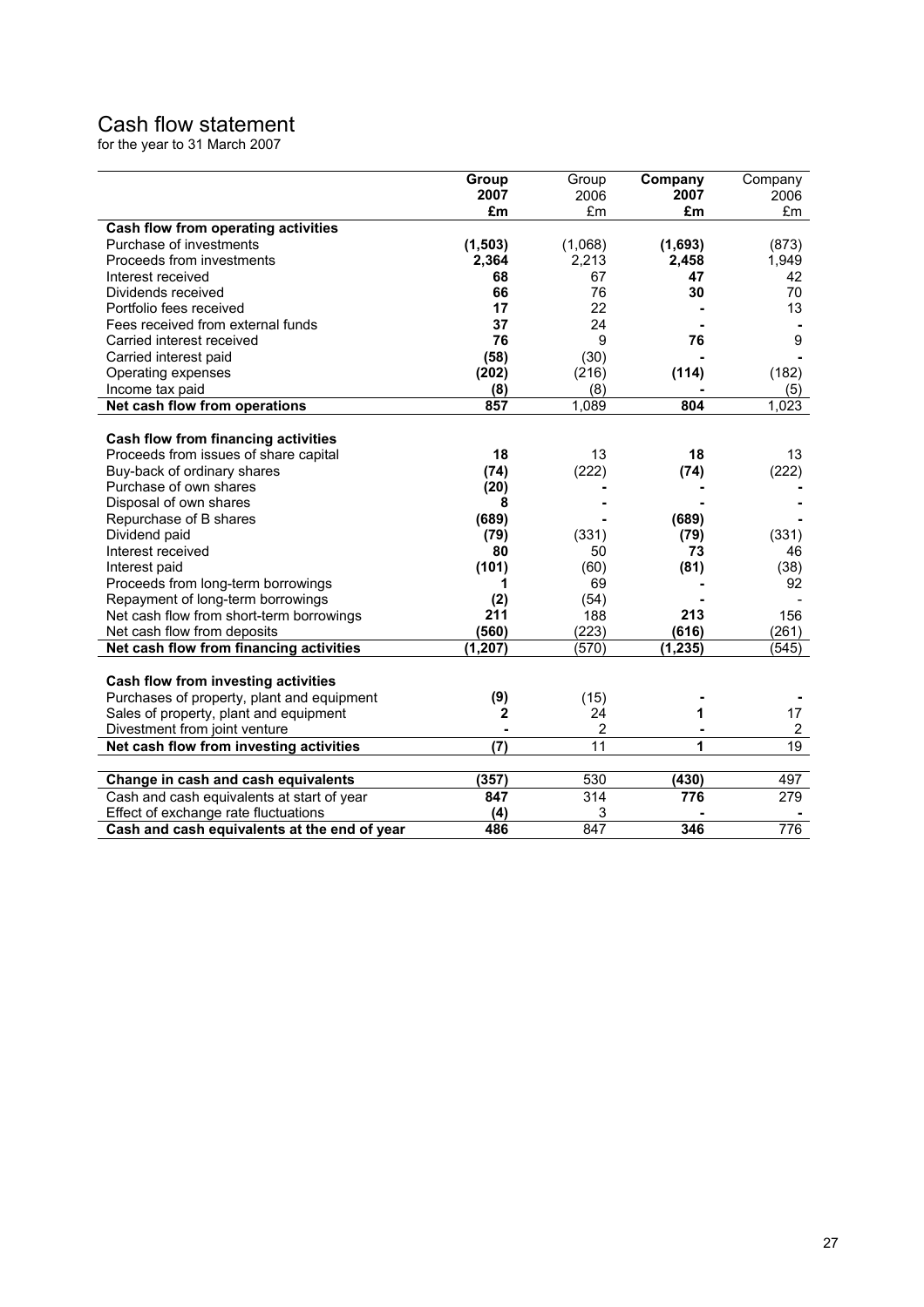# Cash flow statement

for the year to 31 March 2007

| | **Group 2007 £m** | Group 2006 £m | **Company 2007 £m** | Company 2006 £m |
|---|---|---|---|---|
| **Cash flow from operating activities** | | | | |
| Purchase of investments | **(1,503)** | (1,068) | **(1,693)** | (873) |
| Proceeds from investments | **2,364** | 2,213 | **2,458** | 1,949 |
| Interest received | **68** | 67 | **47** | 42 |
| Dividends received | **66** | 76 | **30** | 70 |
| Portfolio fees received | **17** | 22 | **-** | 13 |
| Fees received from external funds | **37** | 24 | **-** | - |
| Carried interest received | **76** | 9 | **76** | 9 |
| Carried interest paid | **(58)** | (30) | **-** | - |
| Operating expenses | **(202)** | (216) | **(114)** | (182) |
| Income tax paid | **(8)** | (8) | **-** | (5) |
| **Net cash flow from operations** | **857** | 1,089 | **804** | 1,023 |
| **Cash flow from financing activities** | | | | |
| Proceeds from issues of share capital | **18** | 13 | **18** | 13 |
| Buy-back of ordinary shares | **(74)** | (222) | **(74)** | (222) |
| Purchase of own shares | **(20)** | - | **-** | - |
| Disposal of own shares | **8** | - | **-** | - |
| Repurchase of B shares | **(689)** | - | **(689)** | - |
| Dividend paid | **(79)** | (331) | **(79)** | (331) |
| Interest received | **80** | 50 | **73** | 46 |
| Interest paid | **(101)** | (60) | **(81)** | (38) |
| Proceeds from long-term borrowings | **1** | 69 | **-** | 92 |
| Repayment of long-term borrowings | **(2)** | (54) | **-** | - |
| Net cash flow from short-term borrowings | **211** | 188 | **213** | 156 |
| Net cash flow from deposits | **(560)** | (223) | **(616)** | (261) |
| **Net cash flow from financing activities** | **(1,207)** | (570) | **(1,235)** | (545) |
| **Cash flow from investing activities** | | | | |
| Purchases of property, plant and equipment | **(9)** | (15) | **-** | - |
| Sales of property, plant and equipment | **2** | 24 | **1** | 17 |
| Divestment from joint venture | **-** | 2 | **-** | 2 |
| **Net cash flow from investing activities** | **(7)** | 11 | **1** | 19 |
| **Change in cash and cash equivalents** | **(357)** | 530 | **(430)** | 497 |
| Cash and cash equivalents at start of year | **847** | 314 | **776** | 279 |
| Effect of exchange rate fluctuations | **(4)** | 3 | **-** | - |
| **Cash and cash equivalents at the end of year** | **486** | 847 | **346** | 776 |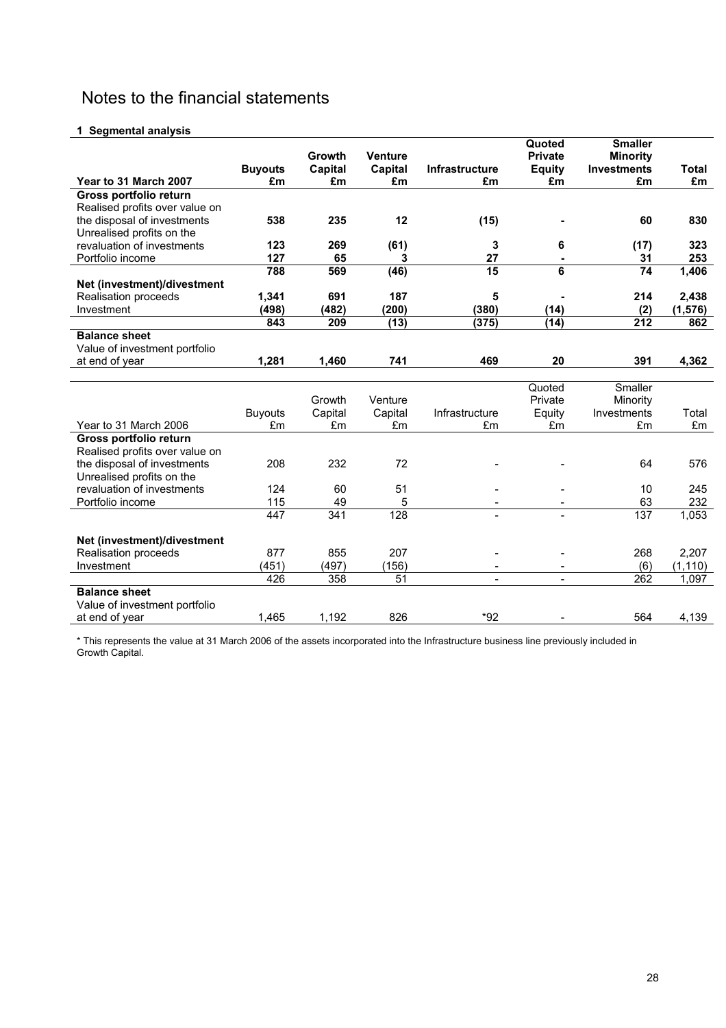# Notes to the financial statements

**1 Segmental analysis**

| Year to 31 March 2007 | Buyouts £m | Growth Capital £m | Venture Capital £m | Infrastructure £m | Quoted Private Equity £m | Smaller Minority Investments £m | Total £m |
|---|---|---|---|---|---|---|---|
| **Gross portfolio return** | | | | | | | |
| Realised profits over value on the disposal of investments | **538** | **235** | **12** | **(15)** | **-** | **60** | **830** |
| Unrealised profits on the revaluation of investments | **123** | **269** | **(61)** | **3** | **6** | **(17)** | **323** |
| Portfolio income | **127** | **65** | **3** | **27** | **-** | **31** | **253** |
| | **788** | **569** | **(46)** | **15** | **6** | **74** | **1,406** |
| **Net (investment)/divestment** | | | | | | | |
| Realisation proceeds | **1,341** | **691** | **187** | **5** | **-** | **214** | **2,438** |
| Investment | **(498)** | **(482)** | **(200)** | **(380)** | **(14)** | **(2)** | **(1,576)** |
| | **843** | **209** | **(13)** | **(375)** | **(14)** | **212** | **862** |
| **Balance sheet** | | | | | | | |
| Value of investment portfolio at end of year | **1,281** | **1,460** | **741** | **469** | **20** | **391** | **4,362** |

| Year to 31 March 2006 | Buyouts £m | Growth Capital £m | Venture Capital £m | Infrastructure £m | Quoted Private Equity £m | Smaller Minority Investments £m | Total £m |
|---|---|---|---|---|---|---|---|
| **Gross portfolio return** | | | | | | | |
| Realised profits over value on the disposal of investments | 208 | 232 | 72 | - | - | 64 | 576 |
| Unrealised profits on the revaluation of investments | 124 | 60 | 51 | - | - | 10 | 245 |
| Portfolio income | 115 | 49 | 5 | - | - | 63 | 232 |
| | 447 | 341 | 128 | - | - | 137 | 1,053 |
| **Net (investment)/divestment** | | | | | | | |
| Realisation proceeds | 877 | 855 | 207 | - | - | 268 | 2,207 |
| Investment | (451) | (497) | (156) | - | - | (6) | (1,110) |
| | 426 | 358 | 51 | - | - | 262 | 1,097 |
| **Balance sheet** | | | | | | | |
| Value of investment portfolio at end of year | 1,465 | 1,192 | 826 | *92 | - | 564 | 4,139 |

* This represents the value at 31 March 2006 of the assets incorporated into the Infrastructure business line previously included in Growth Capital.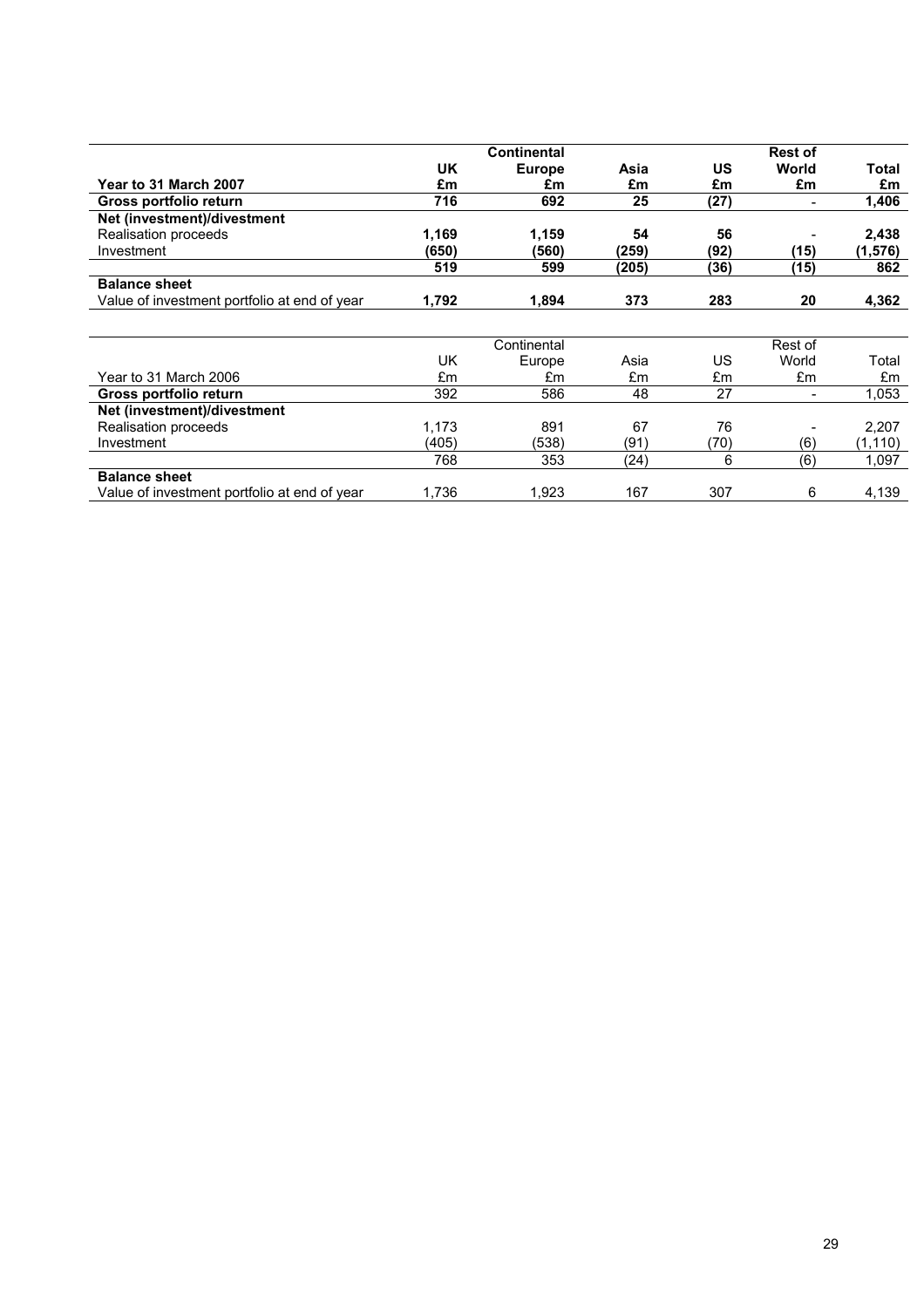| Year to 31 March 2007 | UK £m | Continental Europe £m | Asia £m | US £m | Rest of World £m | Total £m |
|---|---|---|---|---|---|---|
| **Gross portfolio return** | **716** | **692** | **25** | **(27)** | **-** | **1,406** |
| **Net (investment)/divestment** | | | | | | |
| Realisation proceeds | **1,169** | **1,159** | **54** | **56** | **-** | **2,438** |
| Investment | **(650)** | **(560)** | **(259)** | **(92)** | **(15)** | **(1,576)** |
| | **519** | **599** | **(205)** | **(36)** | **(15)** | **862** |
| **Balance sheet** | | | | | | |
| Value of investment portfolio at end of year | **1,792** | **1,894** | **373** | **283** | **20** | **4,362** |

| Year to 31 March 2006 | UK £m | Continental Europe £m | Asia £m | US £m | Rest of World £m | Total £m |
|---|---|---|---|---|---|---|
| **Gross portfolio return** | 392 | 586 | 48 | 27 | - | 1,053 |
| **Net (investment)/divestment** | | | | | | |
| Realisation proceeds | 1,173 | 891 | 67 | 76 | - | 2,207 |
| Investment | (405) | (538) | (91) | (70) | (6) | (1,110) |
| | 768 | 353 | (24) | 6 | (6) | 1,097 |
| **Balance sheet** | | | | | | |
| Value of investment portfolio at end of year | 1,736 | 1,923 | 167 | 307 | 6 | 4,139 |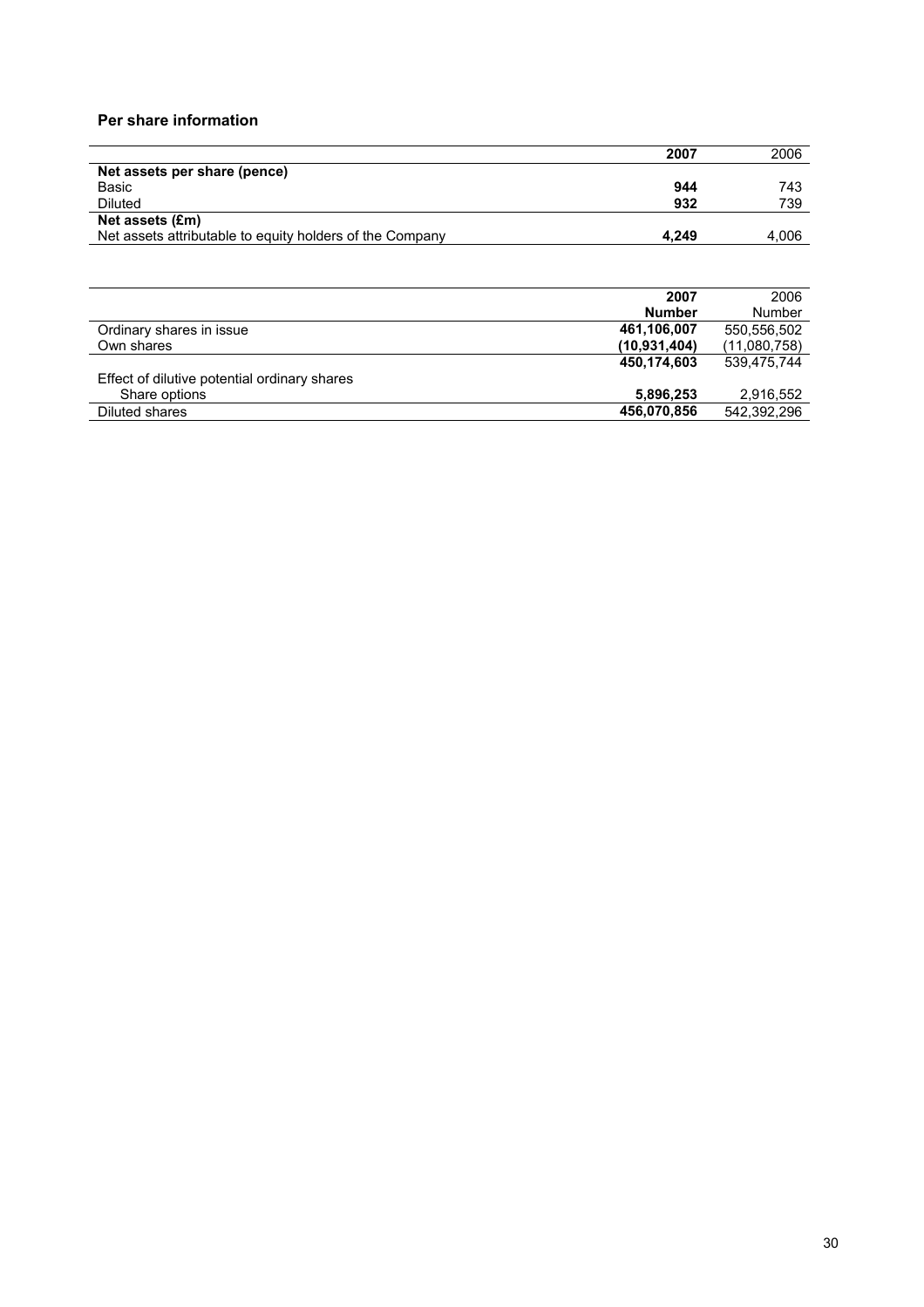### Per share information

| | 2007 | 2006 |
|---|---|---|
| **Net assets per share (pence)** | | |
| Basic | **944** | 743 |
| Diluted | **932** | 739 |
| **Net assets (£m)** | | |
| Net assets attributable to equity holders of the Company | **4,249** | 4,006 |

| | 2007 | 2006 |
|---|---|---|
| | **Number** | Number |
| Ordinary shares in issue | **461,106,007** | 550,556,502 |
| Own shares | **(10,931,404)** | (11,080,758) |
| | **450,174,603** | 539,475,744 |
| Effect of dilutive potential ordinary shares | | |
| Share options | **5,896,253** | 2,916,552 |
| Diluted shares | **456,070,856** | 542,392,296 |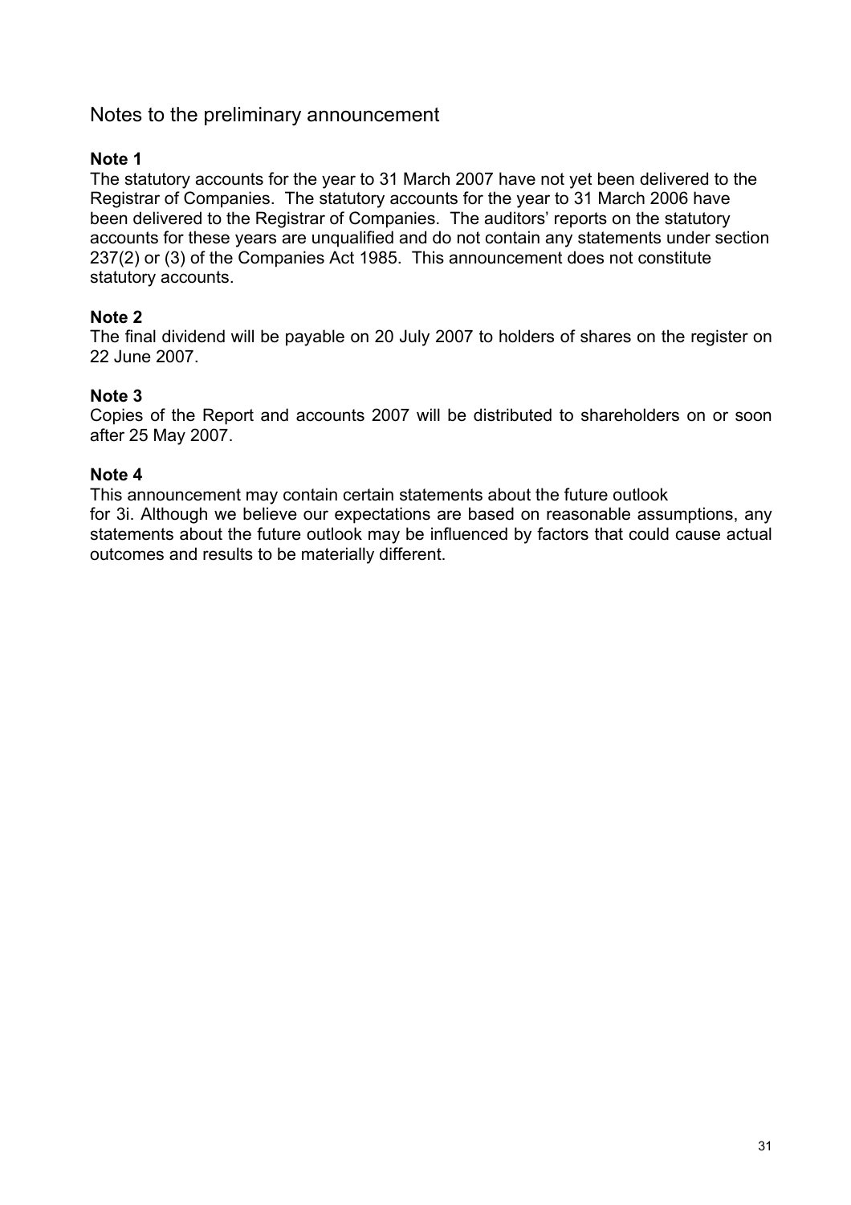# Notes to the preliminary announcement

**Note 1**

The statutory accounts for the year to 31 March 2007 have not yet been delivered to the Registrar of Companies. The statutory accounts for the year to 31 March 2006 have been delivered to the Registrar of Companies. The auditors' reports on the statutory accounts for these years are unqualified and do not contain any statements under section 237(2) or (3) of the Companies Act 1985. This announcement does not constitute statutory accounts.

**Note 2**

The final dividend will be payable on 20 July 2007 to holders of shares on the register on 22 June 2007.

**Note 3**

Copies of the Report and accounts 2007 will be distributed to shareholders on or soon after 25 May 2007.

**Note 4**

This announcement may contain certain statements about the future outlook for 3i. Although we believe our expectations are based on reasonable assumptions, any statements about the future outlook may be influenced by factors that could cause actual outcomes and results to be materially different.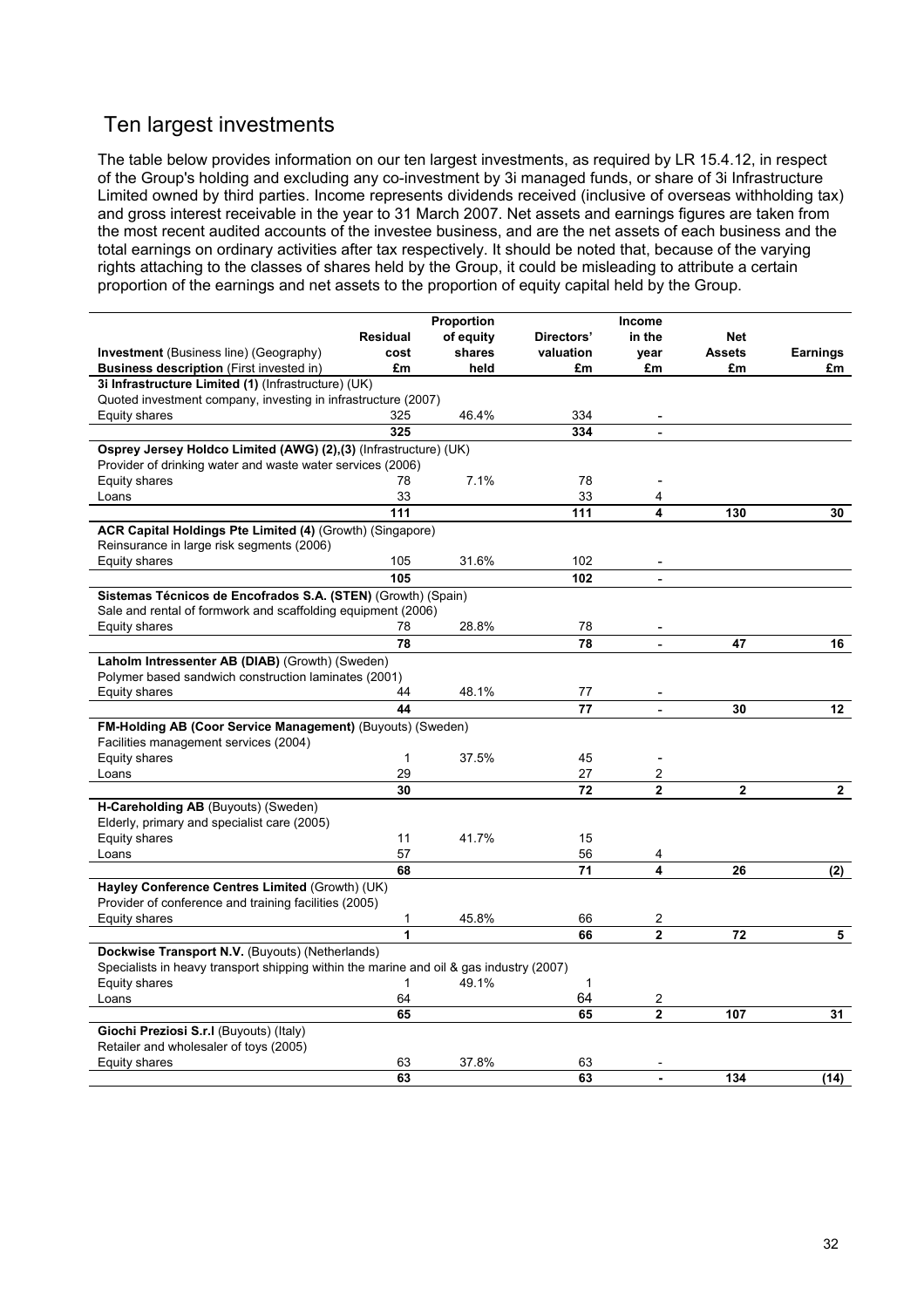## Ten largest investments

The table below provides information on our ten largest investments, as required by LR 15.4.12, in respect of the Group's holding and excluding any co-investment by 3i managed funds, or share of 3i Infrastructure Limited owned by third parties. Income represents dividends received (inclusive of overseas withholding tax) and gross interest receivable in the year to 31 March 2007. Net assets and earnings figures are taken from the most recent audited accounts of the investee business, and are the net assets of each business and the total earnings on ordinary activities after tax respectively. It should be noted that, because of the varying rights attaching to the classes of shares held by the Group, it could be misleading to attribute a certain proportion of the earnings and net assets to the proportion of equity capital held by the Group.

| **Investment** (Business line) (Geography) **Business description** (First invested in) | **Residual cost £m** | **Proportion of equity shares held** | **Directors' valuation £m** | **Income in the year £m** | **Net Assets £m** | **Earnings £m** |
|---|---|---|---|---|---|---|
| **3i Infrastructure Limited (1)** (Infrastructure) (UK) | | | | | | |
| Quoted investment company, investing in infrastructure (2007) | | | | | | |
| Equity shares | 325 | 46.4% | 334 | - | | |
| | **325** | | **334** | **-** | | |
| **Osprey Jersey Holdco Limited (AWG) (2),(3)** (Infrastructure) (UK) | | | | | | |
| Provider of drinking water and waste water services (2006) | | | | | | |
| Equity shares | 78 | 7.1% | 78 | - | | |
| Loans | 33 | | 33 | 4 | | |
| | **111** | | **111** | **4** | **130** | **30** |
| **ACR Capital Holdings Pte Limited (4)** (Growth) (Singapore) | | | | | | |
| Reinsurance in large risk segments (2006) | | | | | | |
| Equity shares | 105 | 31.6% | 102 | - | | |
| | **105** | | **102** | **-** | | |
| **Sistemas Técnicos de Encofrados S.A. (STEN)** (Growth) (Spain) | | | | | | |
| Sale and rental of formwork and scaffolding equipment (2006) | | | | | | |
| Equity shares | 78 | 28.8% | 78 | - | | |
| | **78** | | **78** | **-** | **47** | **16** |
| **Laholm Intressenter AB (DIAB)** (Growth) (Sweden) | | | | | | |
| Polymer based sandwich construction laminates (2001) | | | | | | |
| Equity shares | 44 | 48.1% | 77 | - | | |
| | **44** | | **77** | **-** | **30** | **12** |
| **FM-Holding AB (Coor Service Management)** (Buyouts) (Sweden) | | | | | | |
| Facilities management services (2004) | | | | | | |
| Equity shares | 1 | 37.5% | 45 | - | | |
| Loans | 29 | | 27 | 2 | | |
| | **30** | | **72** | **2** | **2** | **2** |
| **H-Careholding AB** (Buyouts) (Sweden) | | | | | | |
| Elderly, primary and specialist care (2005) | | | | | | |
| Equity shares | 11 | 41.7% | 15 | | | |
| Loans | 57 | | 56 | 4 | | |
| | **68** | | **71** | **4** | **26** | **(2)** |
| **Hayley Conference Centres Limited** (Growth) (UK) | | | | | | |
| Provider of conference and training facilities (2005) | | | | | | |
| Equity shares | 1 | 45.8% | 66 | 2 | | |
| | **1** | | **66** | **2** | **72** | **5** |
| **Dockwise Transport N.V.** (Buyouts) (Netherlands) | | | | | | |
| Specialists in heavy transport shipping within the marine and oil & gas industry (2007) | | | | | | |
| Equity shares | 1 | 49.1% | 1 | | | |
| Loans | 64 | | 64 | 2 | | |
| | **65** | | **65** | **2** | **107** | **31** |
| **Giochi Preziosi S.r.l** (Buyouts) (Italy) | | | | | | |
| Retailer and wholesaler of toys (2005) | | | | | | |
| Equity shares | 63 | 37.8% | 63 | - | | |
| | **63** | | **63** | **-** | **134** | **(14)** |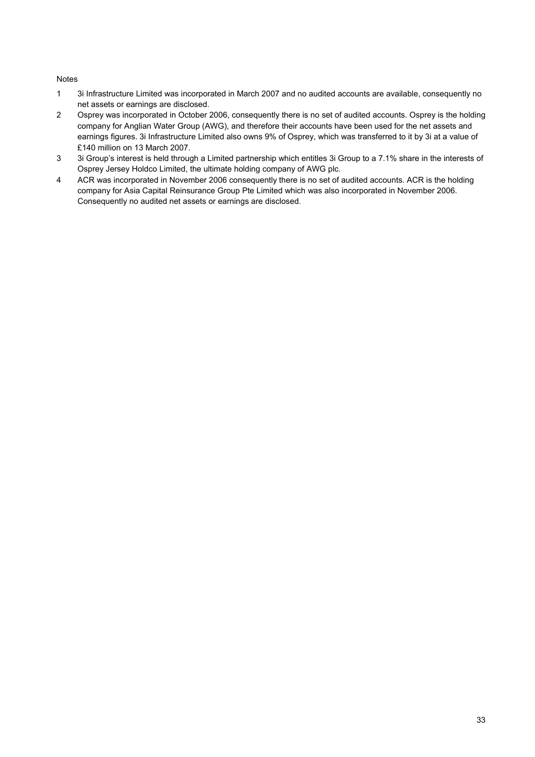Notes

1. 3i Infrastructure Limited was incorporated in March 2007 and no audited accounts are available, consequently no net assets or earnings are disclosed.
2. Osprey was incorporated in October 2006, consequently there is no set of audited accounts. Osprey is the holding company for Anglian Water Group (AWG), and therefore their accounts have been used for the net assets and earnings figures. 3i Infrastructure Limited also owns 9% of Osprey, which was transferred to it by 3i at a value of £140 million on 13 March 2007.
3. 3i Group's interest is held through a Limited partnership which entitles 3i Group to a 7.1% share in the interests of Osprey Jersey Holdco Limited, the ultimate holding company of AWG plc.
4. ACR was incorporated in November 2006 consequently there is no set of audited accounts. ACR is the holding company for Asia Capital Reinsurance Group Pte Limited which was also incorporated in November 2006. Consequently no audited net assets or earnings are disclosed.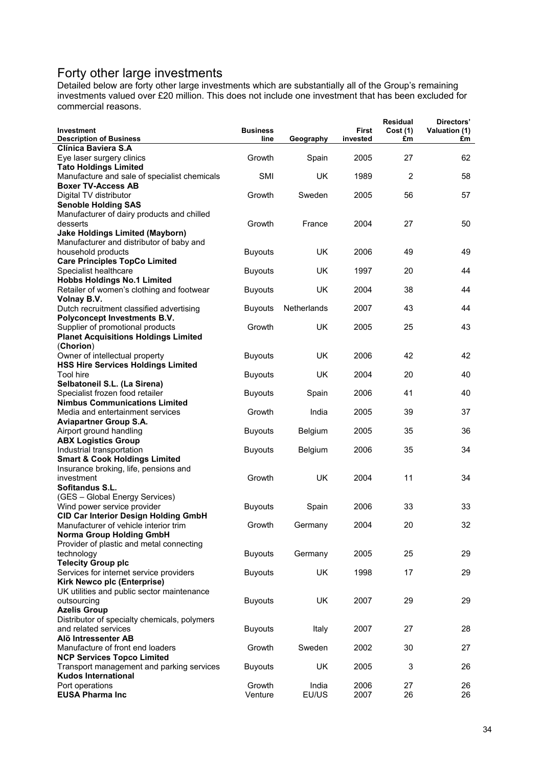# Forty other large investments

Detailed below are forty other large investments which are substantially all of the Group's remaining investments valued over £20 million. This does not include one investment that has been excluded for commercial reasons.

| Investment<br>Description of Business | Business line | Geography | First invested | Residual Cost (1) £m | Directors' Valuation (1) £m |
|---|---|---|---|---|---|
| **Clínica Baviera S.A**<br>Eye laser surgery clinics | Growth | Spain | 2005 | 27 | 62 |
| **Tato Holdings Limited**<br>Manufacture and sale of specialist chemicals | SMI | UK | 1989 | 2 | 58 |
| **Boxer TV-Access AB**<br>Digital TV distributor | Growth | Sweden | 2005 | 56 | 57 |
| **Senoble Holding SAS**<br>Manufacturer of dairy products and chilled desserts | Growth | France | 2004 | 27 | 50 |
| **Jake Holdings Limited (Mayborn)**<br>Manufacturer and distributor of baby and household products | Buyouts | UK | 2006 | 49 | 49 |
| **Care Principles TopCo Limited**<br>Specialist healthcare | Buyouts | UK | 1997 | 20 | 44 |
| **Hobbs Holdings No.1 Limited**<br>Retailer of women's clothing and footwear | Buyouts | UK | 2004 | 38 | 44 |
| **Volnay B.V.**<br>Dutch recruitment classified advertising | Buyouts | Netherlands | 2007 | 43 | 44 |
| **Polyconcept Investments B.V.**<br>Supplier of promotional products | Growth | UK | 2005 | 25 | 43 |
| **Planet Acquisitions Holdings Limited** (**Chorion**)<br>Owner of intellectual property | Buyouts | UK | 2006 | 42 | 42 |
| **HSS Hire Services Holdings Limited**<br>Tool hire | Buyouts | UK | 2004 | 20 | 40 |
| **Selbatoneil S.L. (La Sirena)**<br>Specialist frozen food retailer | Buyouts | Spain | 2006 | 41 | 40 |
| **Nimbus Communications Limited**<br>Media and entertainment services | Growth | India | 2005 | 39 | 37 |
| **Aviapartner Group S.A.**<br>Airport ground handling | Buyouts | Belgium | 2005 | 35 | 36 |
| **ABX Logistics Group**<br>Industrial transportation | Buyouts | Belgium | 2006 | 35 | 34 |
| **Smart & Cook Holdings Limited**<br>Insurance broking, life, pensions and investment | Growth | UK | 2004 | 11 | 34 |
| **Sofitandus S.L.**<br>(GES – Global Energy Services)<br>Wind power service provider | Buyouts | Spain | 2006 | 33 | 33 |
| **CID Car Interior Design Holding GmbH**<br>Manufacturer of vehicle interior trim | Growth | Germany | 2004 | 20 | 32 |
| **Norma Group Holding GmbH**<br>Provider of plastic and metal connecting technology | Buyouts | Germany | 2005 | 25 | 29 |
| **Telecity Group plc**<br>Services for internet service providers | Buyouts | UK | 1998 | 17 | 29 |
| **Kirk Newco plc (Enterprise)**<br>UK utilities and public sector maintenance outsourcing | Buyouts | UK | 2007 | 29 | 29 |
| **Azelis Group**<br>Distributor of specialty chemicals, polymers and related services | Buyouts | Italy | 2007 | 27 | 28 |
| **Alö Intressenter AB**<br>Manufacture of front end loaders | Growth | Sweden | 2002 | 30 | 27 |
| **NCP Services Topco Limited**<br>Transport management and parking services | Buyouts | UK | 2005 | 3 | 26 |
| **Kudos International**<br>Port operations | Growth | India | 2006 | 27 | 26 |
| **EUSA Pharma Inc** | Venture | EU/US | 2007 | 26 | 26 |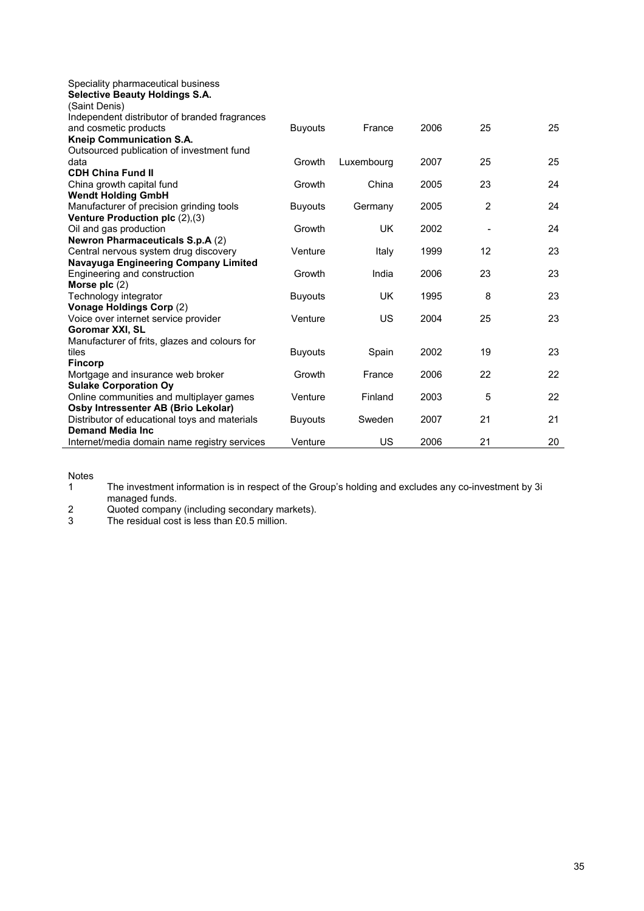| | | | | | |
|---|---|---|---|---|---|
| Speciality pharmaceutical business | | | | | |
| **Selective Beauty Holdings S.A.** (Saint Denis) Independent distributor of branded fragrances and cosmetic products | Buyouts | France | 2006 | 25 | 25 |
| **Kneip Communication S.A.** Outsourced publication of investment fund data | Growth | Luxembourg | 2007 | 25 | 25 |
| **CDH China Fund II** China growth capital fund | Growth | China | 2005 | 23 | 24 |
| **Wendt Holding GmbH** Manufacturer of precision grinding tools | Buyouts | Germany | 2005 | 2 | 24 |
| **Venture Production plc** (2),(3) Oil and gas production | Growth | UK | 2002 | - | 24 |
| **Newron Pharmaceuticals S.p.A** (2) Central nervous system drug discovery | Venture | Italy | 1999 | 12 | 23 |
| **Navayuga Engineering Company Limited** Engineering and construction | Growth | India | 2006 | 23 | 23 |
| **Morse plc** (2) Technology integrator | Buyouts | UK | 1995 | 8 | 23 |
| **Vonage Holdings Corp** (2) Voice over internet service provider | Venture | US | 2004 | 25 | 23 |
| **Goromar XXI, SL** Manufacturer of frits, glazes and colours for tiles | Buyouts | Spain | 2002 | 19 | 23 |
| **Fincorp** Mortgage and insurance web broker | Growth | France | 2006 | 22 | 22 |
| **Sulake Corporation Oy** Online communities and multiplayer games | Venture | Finland | 2003 | 5 | 22 |
| **Osby Intressenter AB (Brio Lekolar)** Distributor of educational toys and materials | Buyouts | Sweden | 2007 | 21 | 21 |
| **Demand Media Inc** Internet/media domain name registry services | Venture | US | 2006 | 21 | 20 |

Notes

1 The investment information is in respect of the Group's holding and excludes any co-investment by 3i managed funds.

2 Quoted company (including secondary markets).

3 The residual cost is less than £0.5 million.